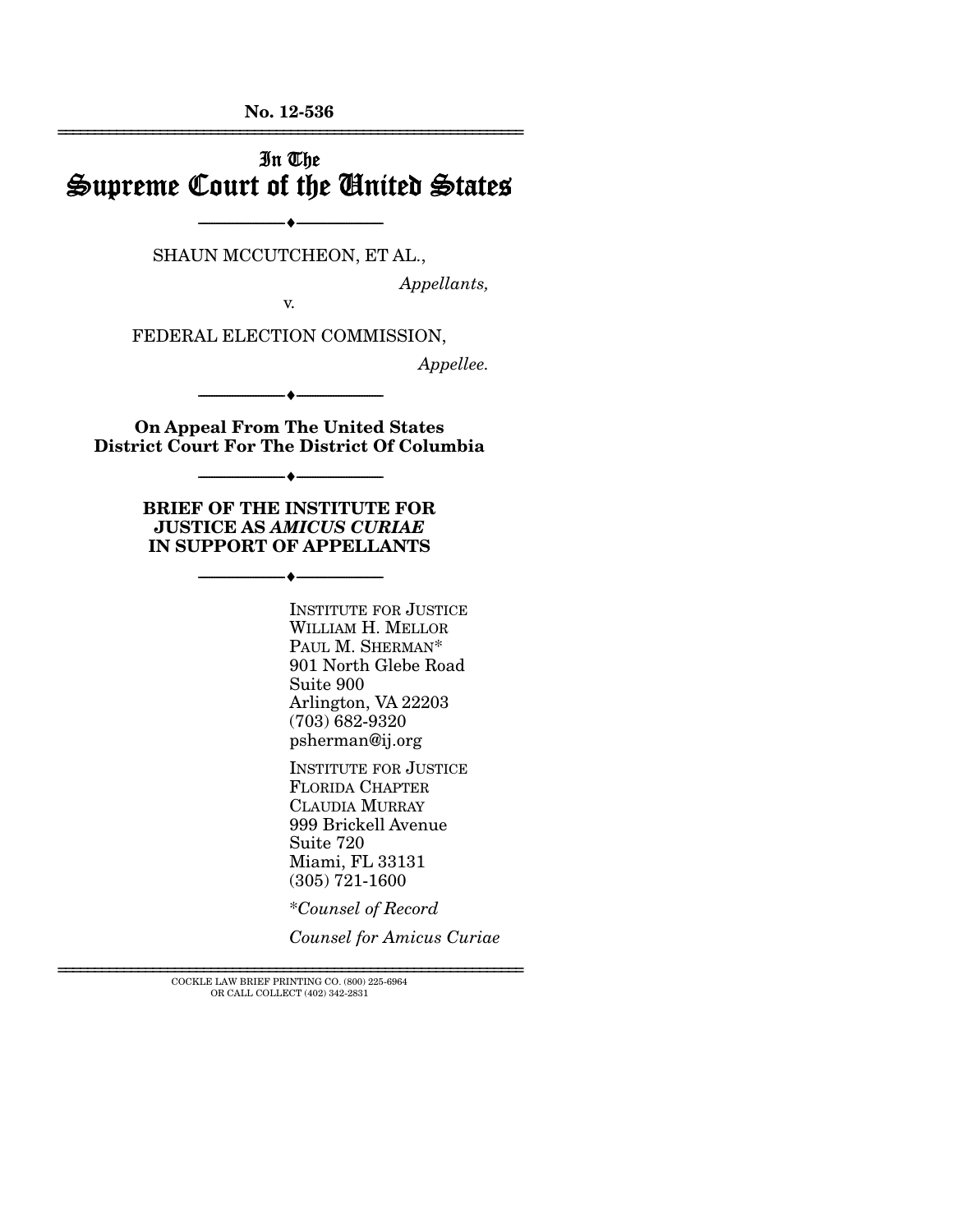No. 12-536

---

In The
# Supreme Court of the United States

---

SHAUN MCCUTCHEON, ET AL.,

*Appellants,*

v.

FEDERAL ELECTION COMMISSION,

*Appellee.*

---

**On Appeal From The United States District Court For The District Of Columbia**

---

**BRIEF OF THE INSTITUTE FOR JUSTICE AS *AMICUS CURIAE* IN SUPPORT OF APPELLANTS**

---

INSTITUTE FOR JUSTICE
WILLIAM H. MELLOR
PAUL M. SHERMAN*
901 North Glebe Road
Suite 900
Arlington, VA 22203
(703) 682-9320
psherman@ij.org

INSTITUTE FOR JUSTICE
FLORIDA CHAPTER
CLAUDIA MURRAY
999 Brickell Avenue
Suite 720
Miami, FL 33131
(305) 721-1600

**Counsel of Record*

*Counsel for Amicus Curiae*

---

COCKLE LAW BRIEF PRINTING CO. (800) 225-6964
OR CALL COLLECT (402) 342-2831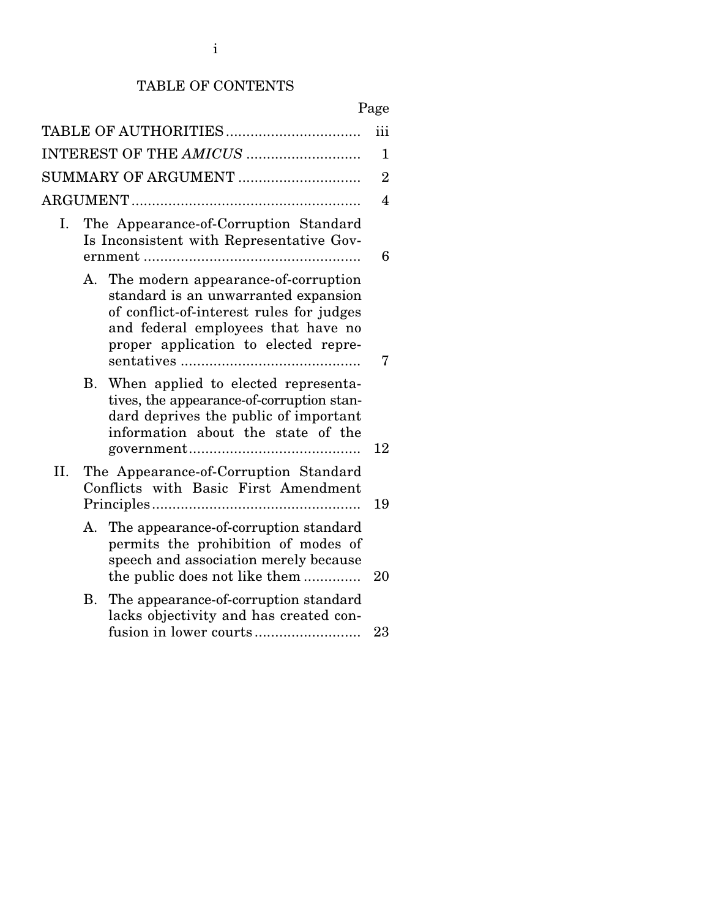# TABLE OF CONTENTS

| | Page |
|---|---|
| TABLE OF AUTHORITIES | iii |
| INTEREST OF THE *AMICUS* | 1 |
| SUMMARY OF ARGUMENT | 2 |
| ARGUMENT | 4 |
| I. The Appearance-of-Corruption Standard Is Inconsistent with Representative Government | 6 |
| A. The modern appearance-of-corruption standard is an unwarranted expansion of conflict-of-interest rules for judges and federal employees that have no proper application to elected representatives | 7 |
| B. When applied to elected representatives, the appearance-of-corruption standard deprives the public of important information about the state of the government | 12 |
| II. The Appearance-of-Corruption Standard Conflicts with Basic First Amendment Principles | 19 |
| A. The appearance-of-corruption standard permits the prohibition of modes of speech and association merely because the public does not like them | 20 |
| B. The appearance-of-corruption standard lacks objectivity and has created confusion in lower courts | 23 |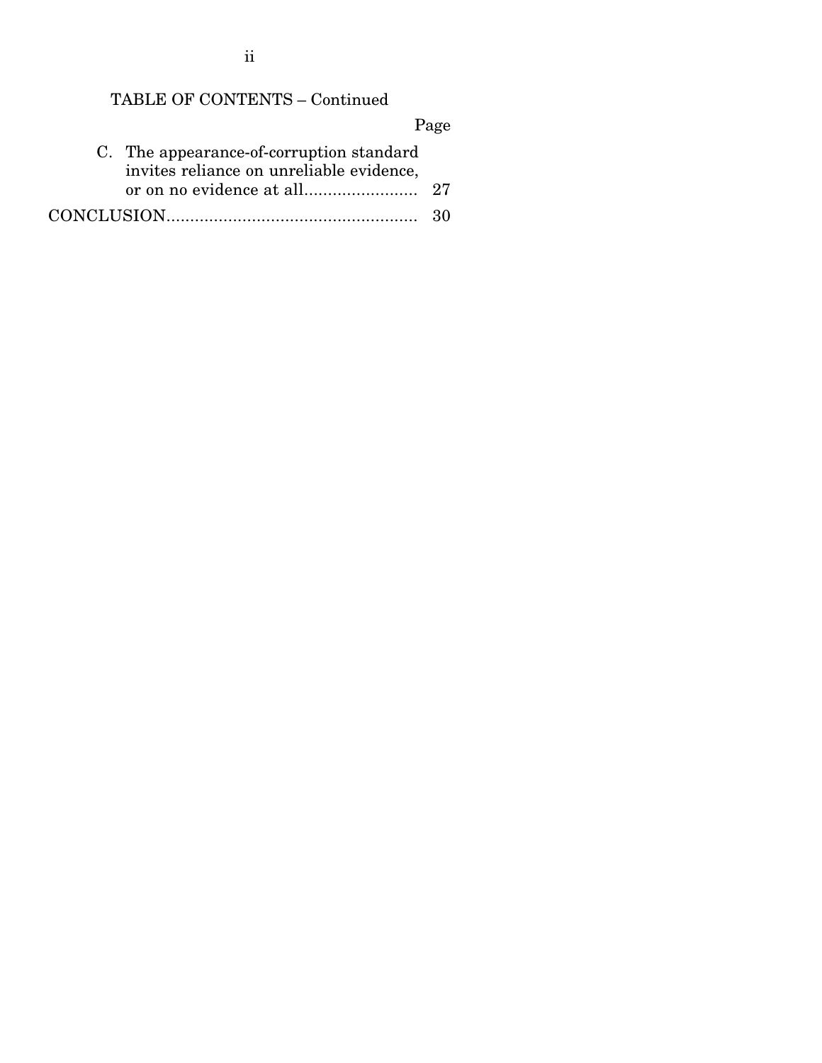TABLE OF CONTENTS – Continued

| | Page |
|---|---|
| C. The appearance-of-corruption standard invites reliance on unreliable evidence, or on no evidence at all | 27 |
| CONCLUSION | 30 |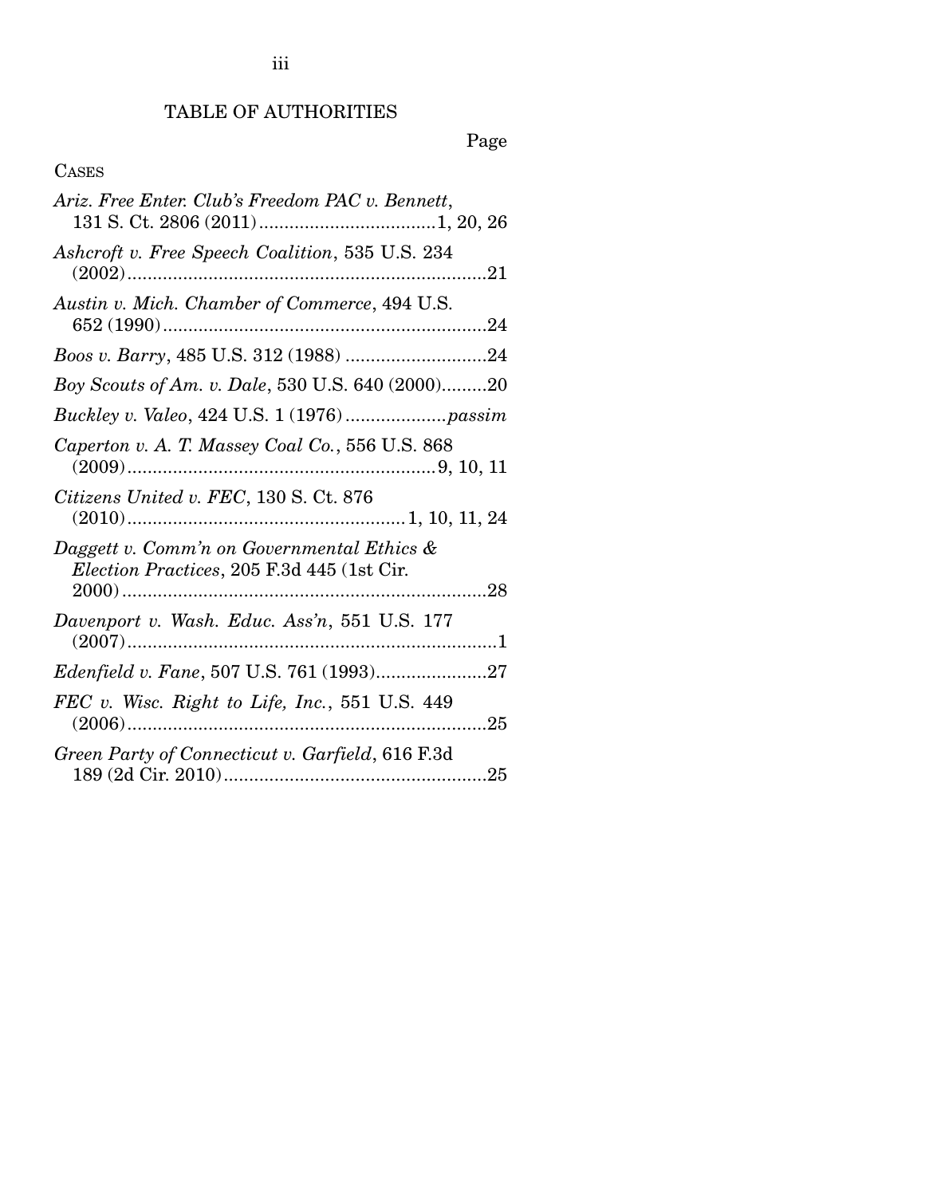# TABLE OF AUTHORITIES

Page

CASES

*Ariz. Free Enter. Club's Freedom PAC v. Bennett*, 131 S. Ct. 2806 (2011) .................................. 1, 20, 26

*Ashcroft v. Free Speech Coalition*, 535 U.S. 234 (2002) ...................................................................... 21

*Austin v. Mich. Chamber of Commerce*, 494 U.S. 652 (1990) ............................................................... 24

*Boos v. Barry*, 485 U.S. 312 (1988) ........................... 24

*Boy Scouts of Am. v. Dale*, 530 U.S. 640 (2000) ......... 20

*Buckley v. Valeo*, 424 U.S. 1 (1976) .................... *passim*

*Caperton v. A. T. Massey Coal Co.*, 556 U.S. 868 (2009) ............................................................ 9, 10, 11

*Citizens United v. FEC*, 130 S. Ct. 876 (2010) ....................................................... 1, 10, 11, 24

*Daggett v. Comm'n on Governmental Ethics & Election Practices*, 205 F.3d 445 (1st Cir. 2000) ....................................................................... 28

*Davenport v. Wash. Educ. Ass'n*, 551 U.S. 177 (2007) ........................................................................ 1

*Edenfield v. Fane*, 507 U.S. 761 (1993) ...................... 27

*FEC v. Wisc. Right to Life, Inc.*, 551 U.S. 449 (2006) ...................................................................... 25

*Green Party of Connecticut v. Garfield*, 616 F.3d 189 (2d Cir. 2010) ................................................... 25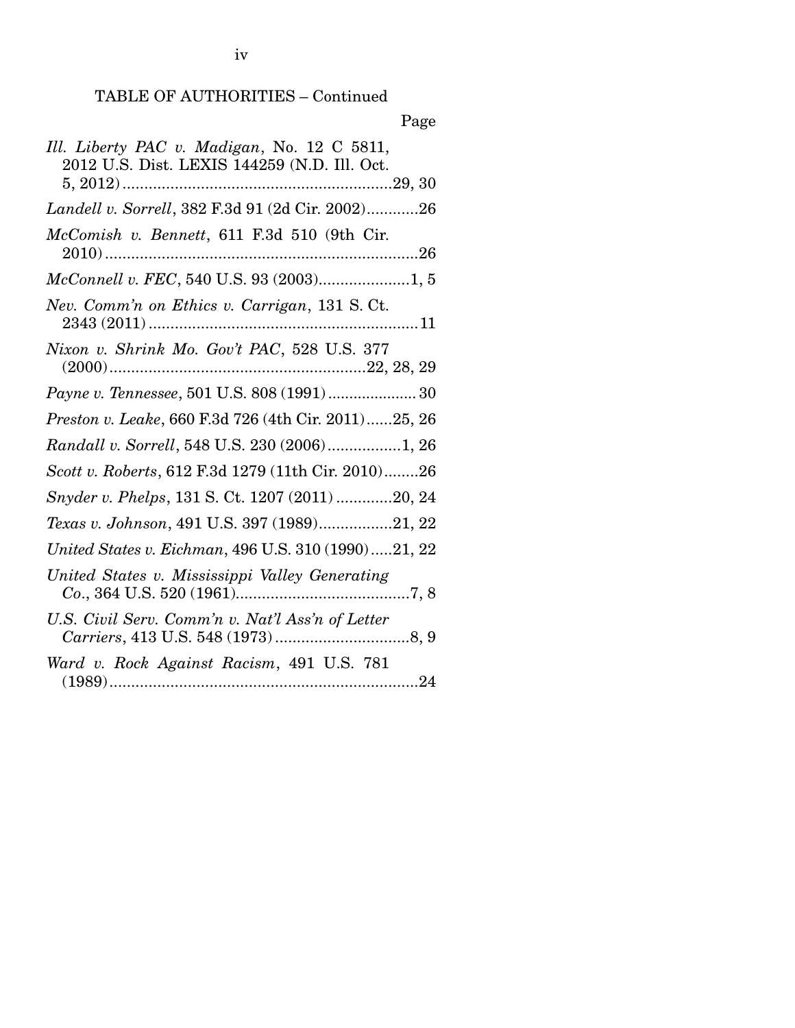TABLE OF AUTHORITIES – Continued

Page

*Ill. Liberty PAC v. Madigan*, No. 12 C 5811, 2012 U.S. Dist. LEXIS 144259 (N.D. Ill. Oct. 5, 2012) ....................29, 30

*Landell v. Sorrell*, 382 F.3d 91 (2d Cir. 2002)............26

*McComish v. Bennett*, 611 F.3d 510 (9th Cir. 2010) ....................26

*McConnell v. FEC*, 540 U.S. 93 (2003)....................1, 5

*Nev. Comm'n on Ethics v. Carrigan*, 131 S. Ct. 2343 (2011) ....................11

*Nixon v. Shrink Mo. Gov't PAC*, 528 U.S. 377 (2000) ....................22, 28, 29

*Payne v. Tennessee*, 501 U.S. 808 (1991) ....................30

*Preston v. Leake*, 660 F.3d 726 (4th Cir. 2011)......25, 26

*Randall v. Sorrell*, 548 U.S. 230 (2006)....................1, 26

*Scott v. Roberts*, 612 F.3d 1279 (11th Cir. 2010)........26

*Snyder v. Phelps*, 131 S. Ct. 1207 (2011) ............20, 24

*Texas v. Johnson*, 491 U.S. 397 (1989)....................21, 22

*United States v. Eichman*, 496 U.S. 310 (1990).....21, 22

*United States v. Mississippi Valley Generating Co.*, 364 U.S. 520 (1961)....................7, 8

*U.S. Civil Serv. Comm'n v. Nat'l Ass'n of Letter Carriers*, 413 U.S. 548 (1973) ....................8, 9

*Ward v. Rock Against Racism*, 491 U.S. 781 (1989) ....................24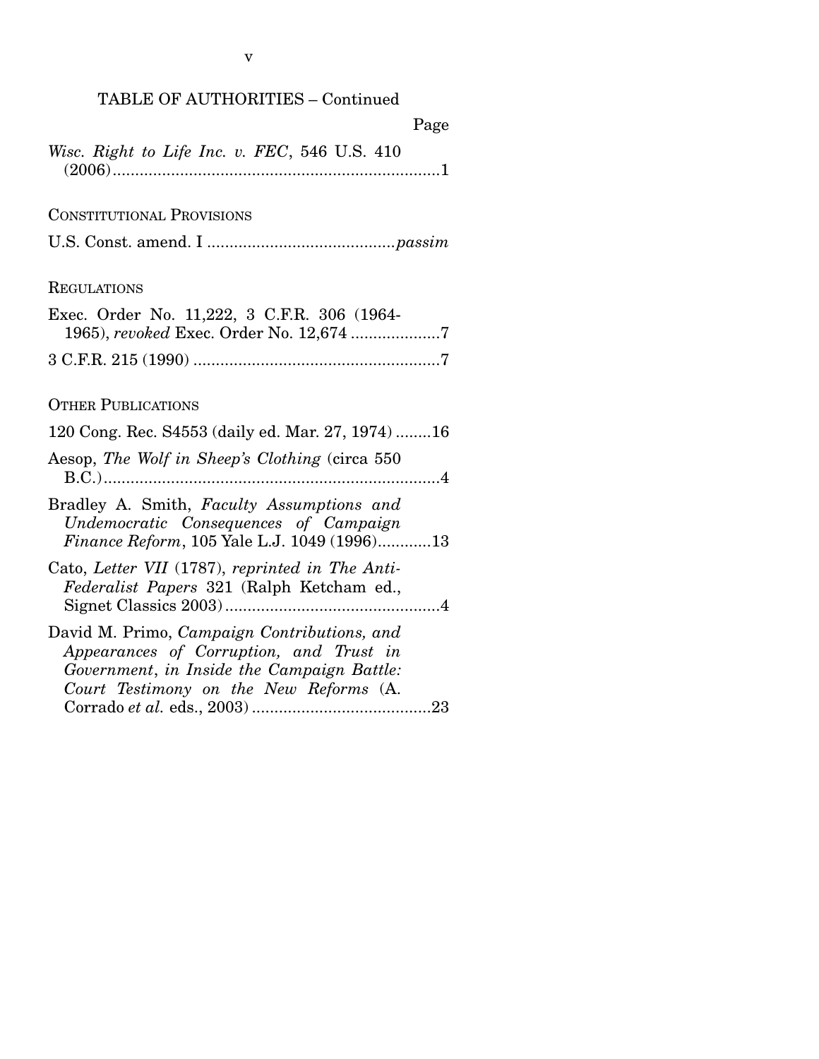TABLE OF AUTHORITIES – Continued

Page

*Wisc. Right to Life Inc. v. FEC*, 546 U.S. 410 (2006)....................................................................1

CONSTITUTIONAL PROVISIONS

U.S. Const. amend. I ..........................................*passim*

REGULATIONS

Exec. Order No. 11,222, 3 C.F.R. 306 (1964-1965), *revoked* Exec. Order No. 12,674 ....................7

3 C.F.R. 215 (1990) .......................................................7

OTHER PUBLICATIONS

120 Cong. Rec. S4553 (daily ed. Mar. 27, 1974) ........16

Aesop, *The Wolf in Sheep's Clothing* (circa 550 B.C.)..........................................................................4

Bradley A. Smith, *Faculty Assumptions and Undemocratic Consequences of Campaign Finance Reform*, 105 Yale L.J. 1049 (1996)............13

Cato, *Letter VII* (1787), *reprinted in The Anti-Federalist Papers* 321 (Ralph Ketcham ed., Signet Classics 2003)................................................4

David M. Primo, *Campaign Contributions, and Appearances of Corruption, and Trust in Government*, *in Inside the Campaign Battle: Court Testimony on the New Reforms* (A. Corrado *et al.* eds., 2003) ........................................23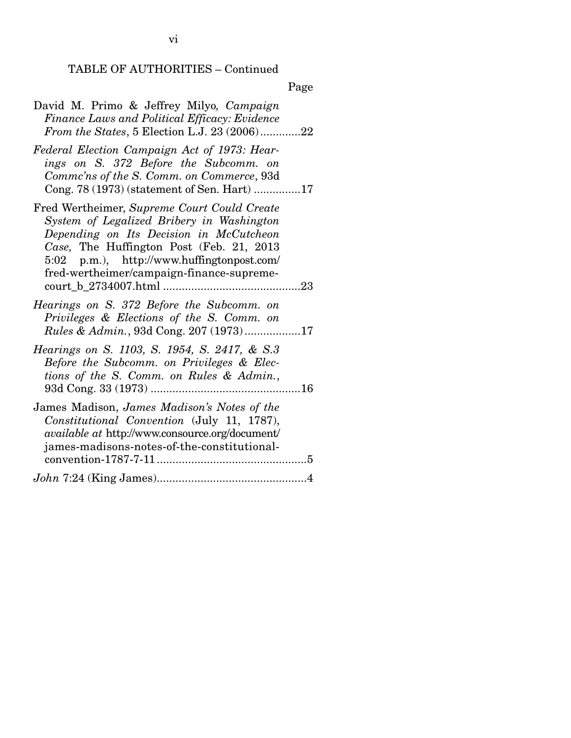TABLE OF AUTHORITIES – Continued

Page

David M. Primo & Jeffrey Milyo, *Campaign Finance Laws and Political Efficacy: Evidence From the States*, 5 Election L.J. 23 (2006) .............22

*Federal Election Campaign Act of 1973: Hearings on S. 372 Before the Subcomm. on Commc'ns of the S. Comm. on Commerce*, 93d Cong. 78 (1973) (statement of Sen. Hart) ...............17

Fred Wertheimer, *Supreme Court Could Create System of Legalized Bribery in Washington Depending on Its Decision in McCutcheon Case,* The Huffington Post (Feb. 21, 2013 5:02 p.m.), http://www.huffingtonpost.com/fred-wertheimer/campaign-finance-supreme-court_b_2734007.html ............................................23

*Hearings on S. 372 Before the Subcomm. on Privileges & Elections of the S. Comm. on Rules & Admin.*, 93d Cong. 207 (1973) ..................17

*Hearings on S. 1103, S. 1954, S. 2417, & S.3 Before the Subcomm. on Privileges & Elections of the S. Comm. on Rules & Admin.*, 93d Cong. 33 (1973) ................................................16

James Madison, *James Madison's Notes of the Constitutional Convention* (July 11, 1787), *available at* http://www.consource.org/document/james-madisons-notes-of-the-constitutional-convention-1787-7-11 ................................................5

*John* 7:24 (King James)................................................4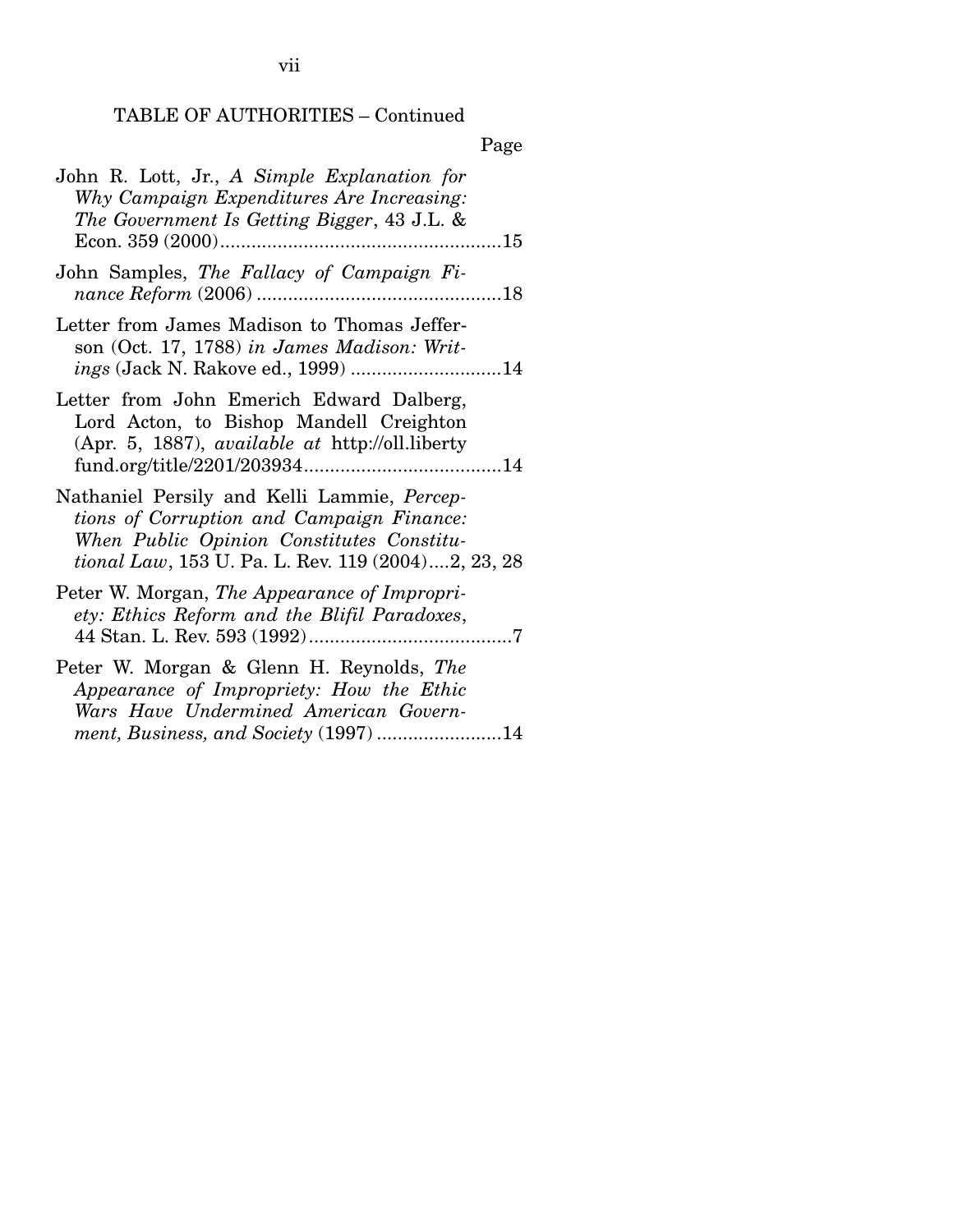TABLE OF AUTHORITIES – Continued

Page

John R. Lott, Jr., *A Simple Explanation for Why Campaign Expenditures Are Increasing: The Government Is Getting Bigger*, 43 J.L. & Econ. 359 (2000)......................................................15

John Samples, *The Fallacy of Campaign Finance Reform* (2006) ................................................18

Letter from James Madison to Thomas Jefferson (Oct. 17, 1788) *in James Madison: Writings* (Jack N. Rakove ed., 1999) .............................14

Letter from John Emerich Edward Dalberg, Lord Acton, to Bishop Mandell Creighton (Apr. 5, 1887), *available at* http://oll.libertyfund.org/title/2201/203934......................................14

Nathaniel Persily and Kelli Lammie, *Perceptions of Corruption and Campaign Finance: When Public Opinion Constitutes Constitutional Law*, 153 U. Pa. L. Rev. 119 (2004)....2, 23, 28

Peter W. Morgan, *The Appearance of Impropriety: Ethics Reform and the Blifil Paradoxes*, 44 Stan. L. Rev. 593 (1992).......................................7

Peter W. Morgan & Glenn H. Reynolds, *The Appearance of Impropriety: How the Ethic Wars Have Undermined American Government, Business, and Society* (1997) ........................14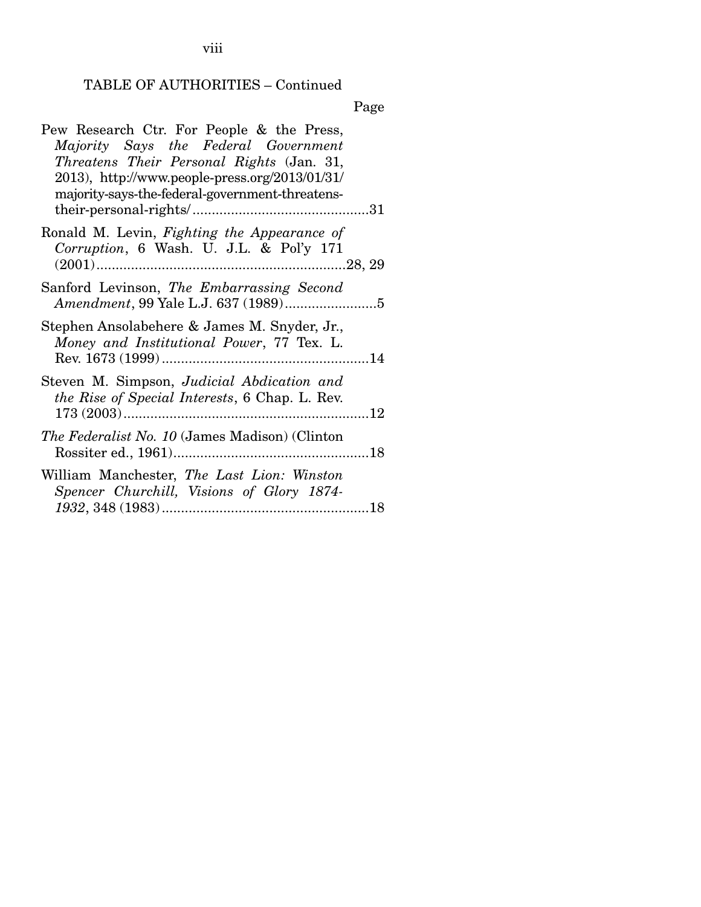TABLE OF AUTHORITIES – Continued

Page

Pew Research Ctr. For People & the Press, *Majority Says the Federal Government Threatens Their Personal Rights* (Jan. 31, 2013), http://www.people-press.org/2013/01/31/majority-says-the-federal-government-threatens-their-personal-rights/ ............................................31

Ronald M. Levin, *Fighting the Appearance of Corruption*, 6 Wash. U. J.L. & Pol'y 171 (2001)................................................................28, 29

Sanford Levinson, *The Embarrassing Second Amendment*, 99 Yale L.J. 637 (1989)........................5

Stephen Ansolabehere & James M. Snyder, Jr., *Money and Institutional Power*, 77 Tex. L. Rev. 1673 (1999).....................................................14

Steven M. Simpson, *Judicial Abdication and the Rise of Special Interests*, 6 Chap. L. Rev. 173 (2003)................................................................12

*The Federalist No. 10* (James Madison) (Clinton Rossiter ed., 1961)..................................................18

William Manchester, *The Last Lion: Winston Spencer Churchill, Visions of Glory 1874-1932*, 348 (1983).....................................................18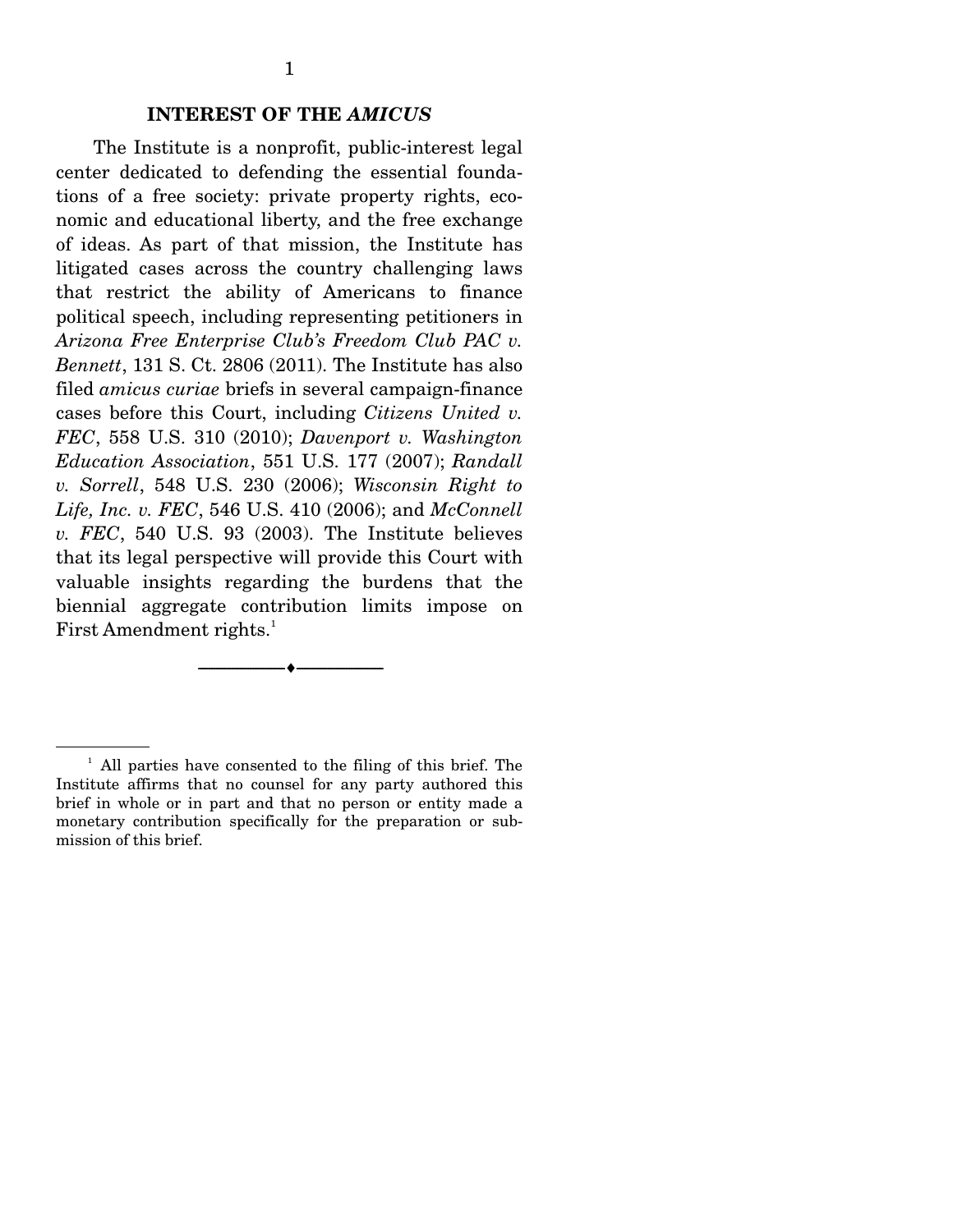## INTEREST OF THE *AMICUS*

The Institute is a nonprofit, public-interest legal center dedicated to defending the essential foundations of a free society: private property rights, economic and educational liberty, and the free exchange of ideas. As part of that mission, the Institute has litigated cases across the country challenging laws that restrict the ability of Americans to finance political speech, including representing petitioners in *Arizona Free Enterprise Club's Freedom Club PAC v. Bennett*, 131 S. Ct. 2806 (2011). The Institute has also filed *amicus curiae* briefs in several campaign-finance cases before this Court, including *Citizens United v. FEC*, 558 U.S. 310 (2010); *Davenport v. Washington Education Association*, 551 U.S. 177 (2007); *Randall v. Sorrell*, 548 U.S. 230 (2006); *Wisconsin Right to Life, Inc. v. FEC*, 546 U.S. 410 (2006); and *McConnell v. FEC*, 540 U.S. 93 (2003). The Institute believes that its legal perspective will provide this Court with valuable insights regarding the burdens that the biennial aggregate contribution limits impose on First Amendment rights.[1]

---

[1] All parties have consented to the filing of this brief. The Institute affirms that no counsel for any party authored this brief in whole or in part and that no person or entity made a monetary contribution specifically for the preparation or submission of this brief.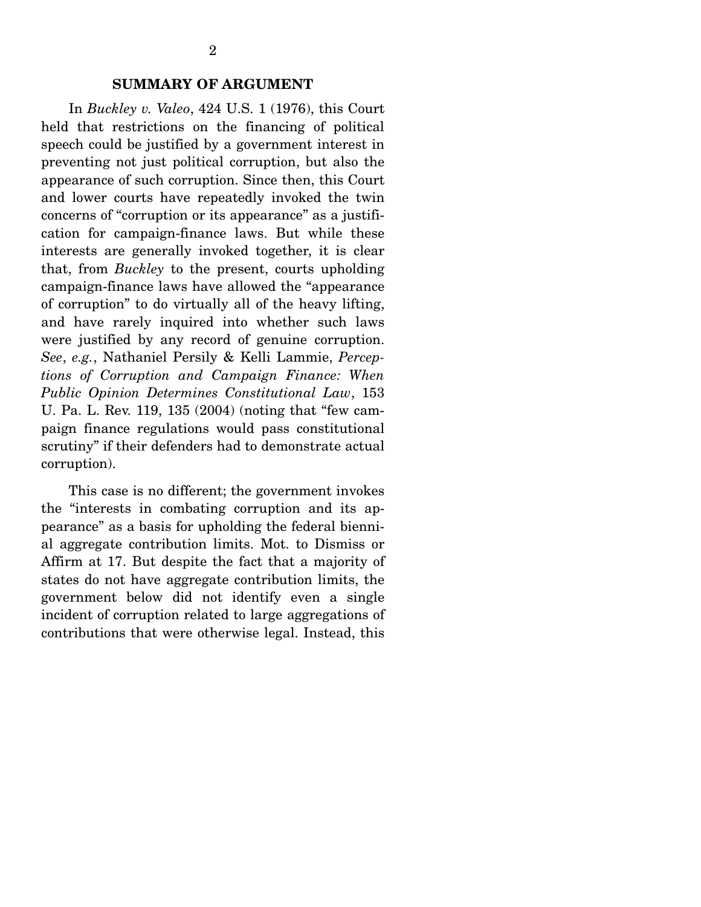## SUMMARY OF ARGUMENT

In *Buckley v. Valeo*, 424 U.S. 1 (1976), this Court held that restrictions on the financing of political speech could be justified by a government interest in preventing not just political corruption, but also the appearance of such corruption. Since then, this Court and lower courts have repeatedly invoked the twin concerns of "corruption or its appearance" as a justification for campaign-finance laws. But while these interests are generally invoked together, it is clear that, from *Buckley* to the present, courts upholding campaign-finance laws have allowed the "appearance of corruption" to do virtually all of the heavy lifting, and have rarely inquired into whether such laws were justified by any record of genuine corruption. *See*, *e.g.*, Nathaniel Persily & Kelli Lammie, *Perceptions of Corruption and Campaign Finance: When Public Opinion Determines Constitutional Law*, 153 U. Pa. L. Rev. 119, 135 (2004) (noting that "few campaign finance regulations would pass constitutional scrutiny" if their defenders had to demonstrate actual corruption).

This case is no different; the government invokes the "interests in combating corruption and its appearance" as a basis for upholding the federal biennial aggregate contribution limits. Mot. to Dismiss or Affirm at 17. But despite the fact that a majority of states do not have aggregate contribution limits, the government below did not identify even a single incident of corruption related to large aggregations of contributions that were otherwise legal. Instead, this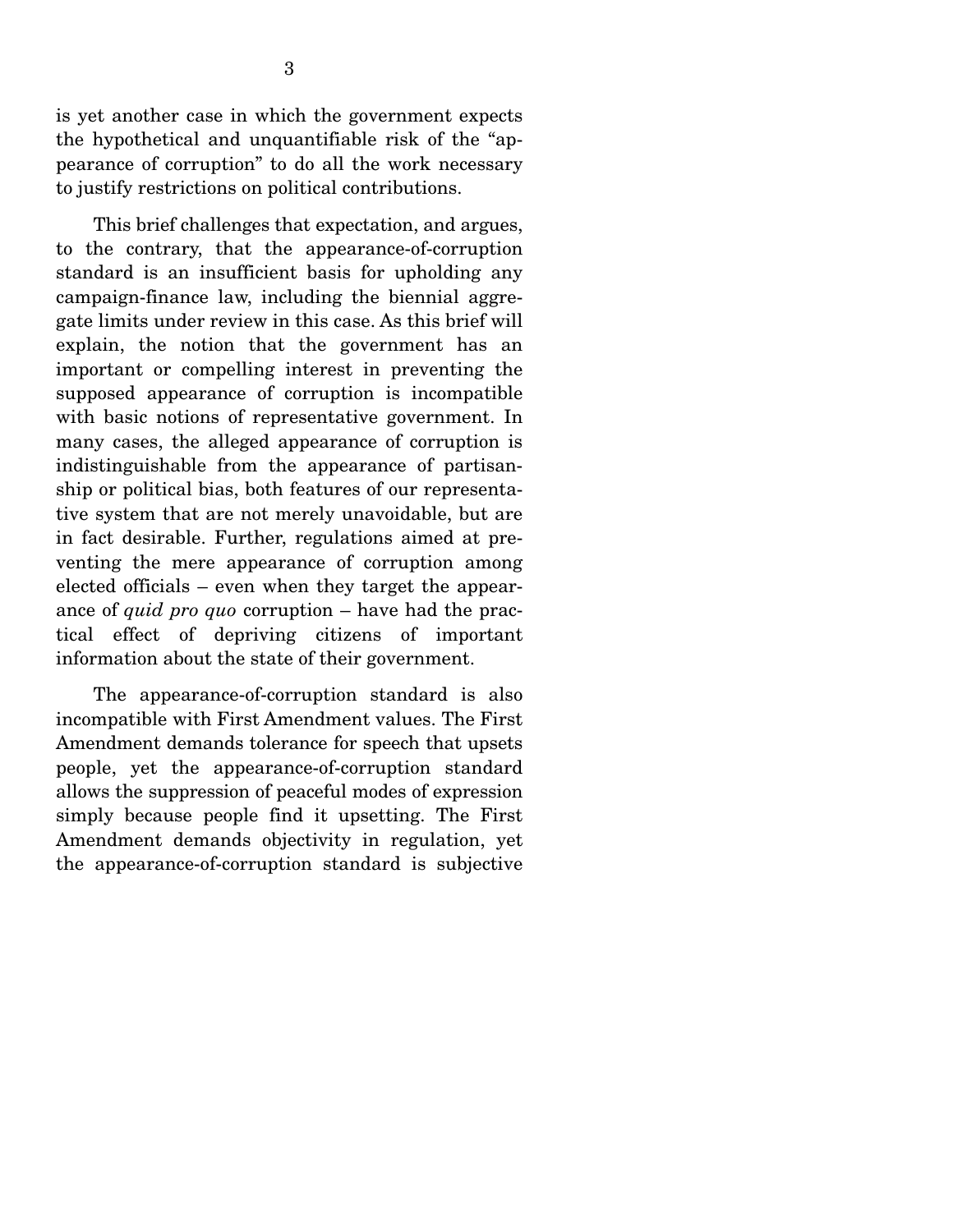is yet another case in which the government expects the hypothetical and unquantifiable risk of the "appearance of corruption" to do all the work necessary to justify restrictions on political contributions.

This brief challenges that expectation, and argues, to the contrary, that the appearance-of-corruption standard is an insufficient basis for upholding any campaign-finance law, including the biennial aggregate limits under review in this case. As this brief will explain, the notion that the government has an important or compelling interest in preventing the supposed appearance of corruption is incompatible with basic notions of representative government. In many cases, the alleged appearance of corruption is indistinguishable from the appearance of partisanship or political bias, both features of our representative system that are not merely unavoidable, but are in fact desirable. Further, regulations aimed at preventing the mere appearance of corruption among elected officials – even when they target the appearance of *quid pro quo* corruption – have had the practical effect of depriving citizens of important information about the state of their government.

The appearance-of-corruption standard is also incompatible with First Amendment values. The First Amendment demands tolerance for speech that upsets people, yet the appearance-of-corruption standard allows the suppression of peaceful modes of expression simply because people find it upsetting. The First Amendment demands objectivity in regulation, yet the appearance-of-corruption standard is subjective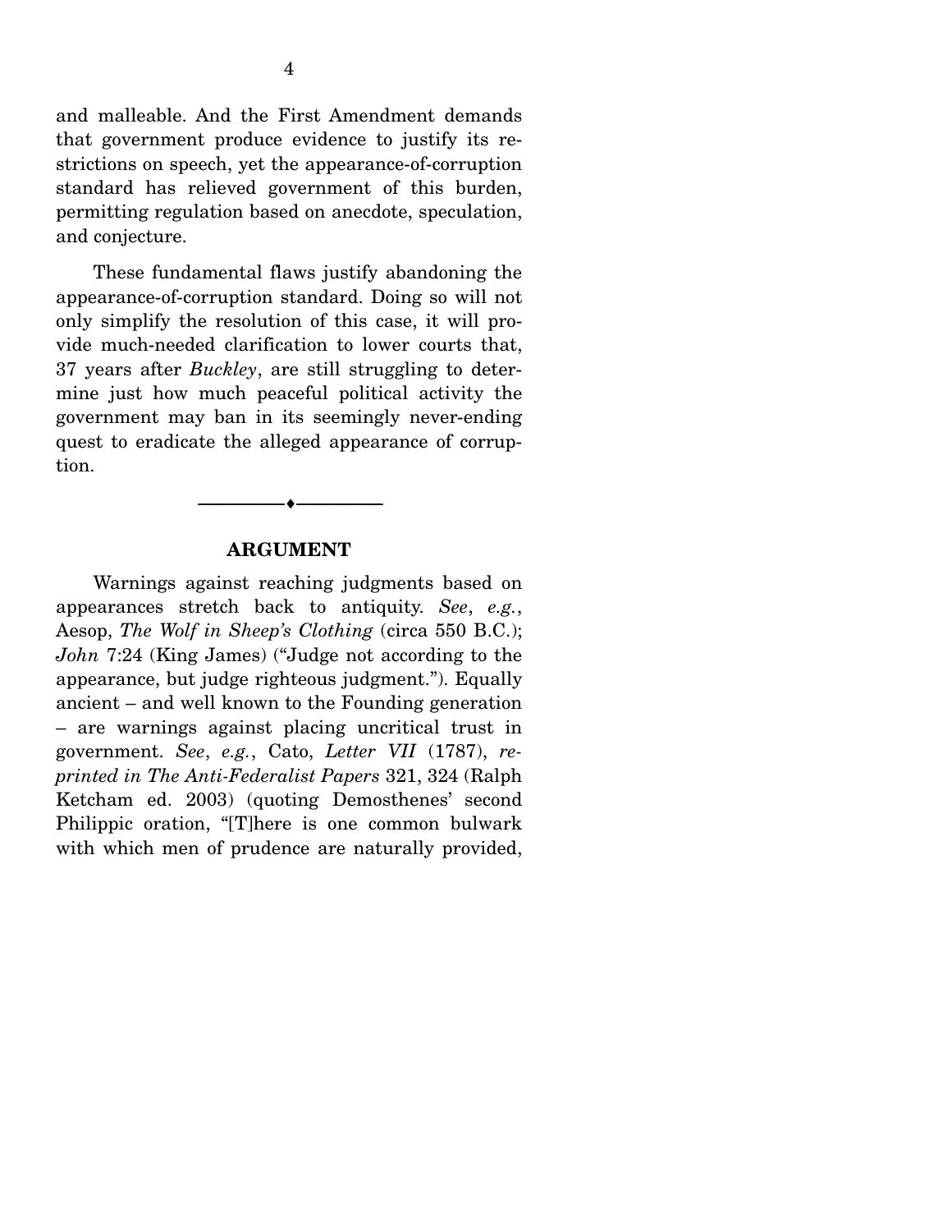and malleable. And the First Amendment demands that government produce evidence to justify its restrictions on speech, yet the appearance-of-corruption standard has relieved government of this burden, permitting regulation based on anecdote, speculation, and conjecture.

These fundamental flaws justify abandoning the appearance-of-corruption standard. Doing so will not only simplify the resolution of this case, it will provide much-needed clarification to lower courts that, 37 years after *Buckley*, are still struggling to determine just how much peaceful political activity the government may ban in its seemingly never-ending quest to eradicate the alleged appearance of corruption.

---

## ARGUMENT

Warnings against reaching judgments based on appearances stretch back to antiquity. *See*, *e.g.*, Aesop, *The Wolf in Sheep's Clothing* (circa 550 B.C.); *John* 7:24 (King James) ("Judge not according to the appearance, but judge righteous judgment."). Equally ancient – and well known to the Founding generation – are warnings against placing uncritical trust in government. *See*, *e.g.*, Cato, *Letter VII* (1787), *reprinted in The Anti-Federalist Papers* 321, 324 (Ralph Ketcham ed. 2003) (quoting Demosthenes' second Philippic oration, "[T]here is one common bulwark with which men of prudence are naturally provided,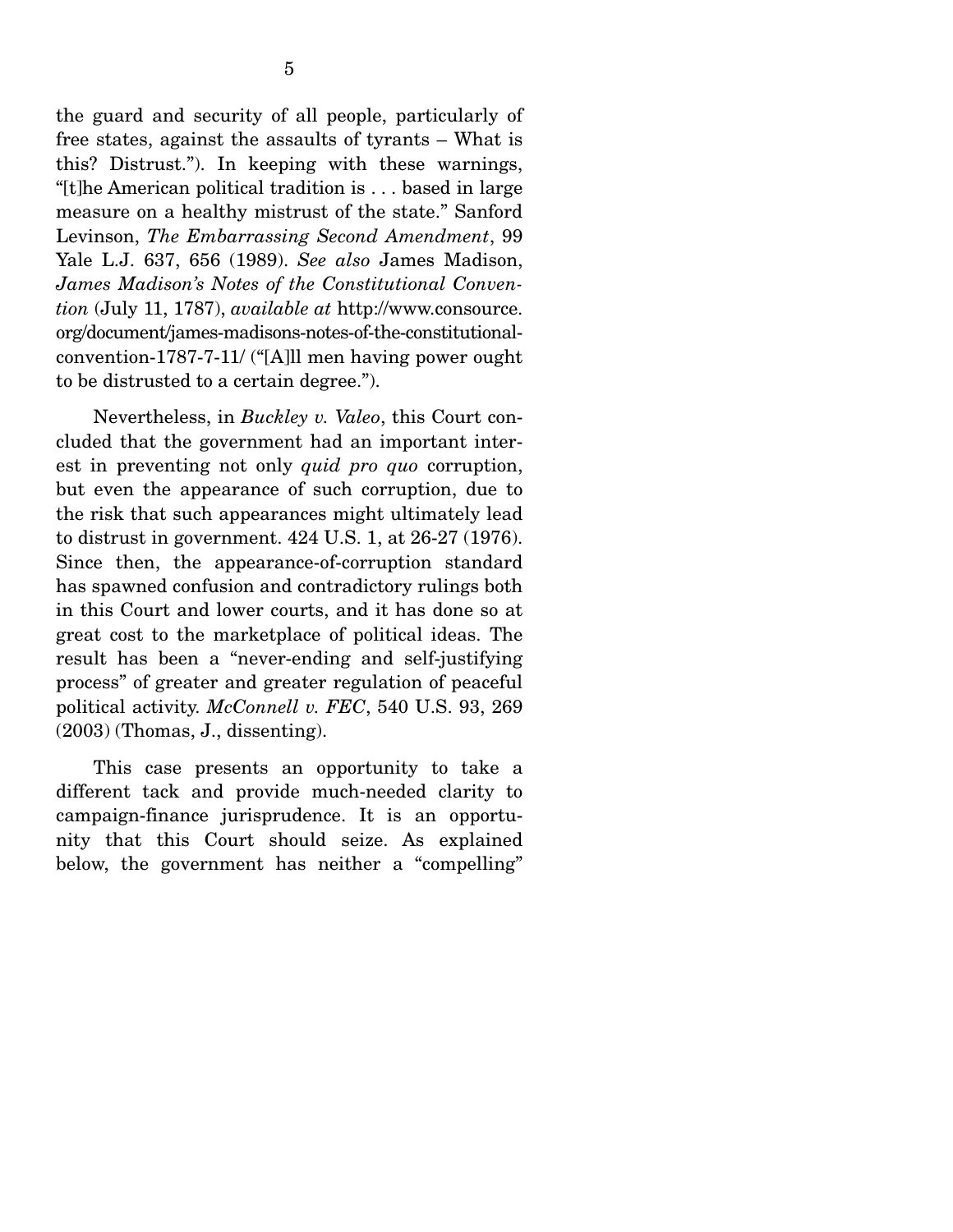the guard and security of all people, particularly of free states, against the assaults of tyrants – What is this? Distrust."). In keeping with these warnings, "[t]he American political tradition is . . . based in large measure on a healthy mistrust of the state." Sanford Levinson, *The Embarrassing Second Amendment*, 99 Yale L.J. 637, 656 (1989). *See also* James Madison, *James Madison's Notes of the Constitutional Convention* (July 11, 1787), *available at* http://www.consource.org/document/james-madisons-notes-of-the-constitutional-convention-1787-7-11/ ("[A]ll men having power ought to be distrusted to a certain degree.").

Nevertheless, in *Buckley v. Valeo*, this Court concluded that the government had an important interest in preventing not only *quid pro quo* corruption, but even the appearance of such corruption, due to the risk that such appearances might ultimately lead to distrust in government. 424 U.S. 1, at 26-27 (1976). Since then, the appearance-of-corruption standard has spawned confusion and contradictory rulings both in this Court and lower courts, and it has done so at great cost to the marketplace of political ideas. The result has been a "never-ending and self-justifying process" of greater and greater regulation of peaceful political activity. *McConnell v. FEC*, 540 U.S. 93, 269 (2003) (Thomas, J., dissenting).

This case presents an opportunity to take a different tack and provide much-needed clarity to campaign-finance jurisprudence. It is an opportunity that this Court should seize. As explained below, the government has neither a "compelling"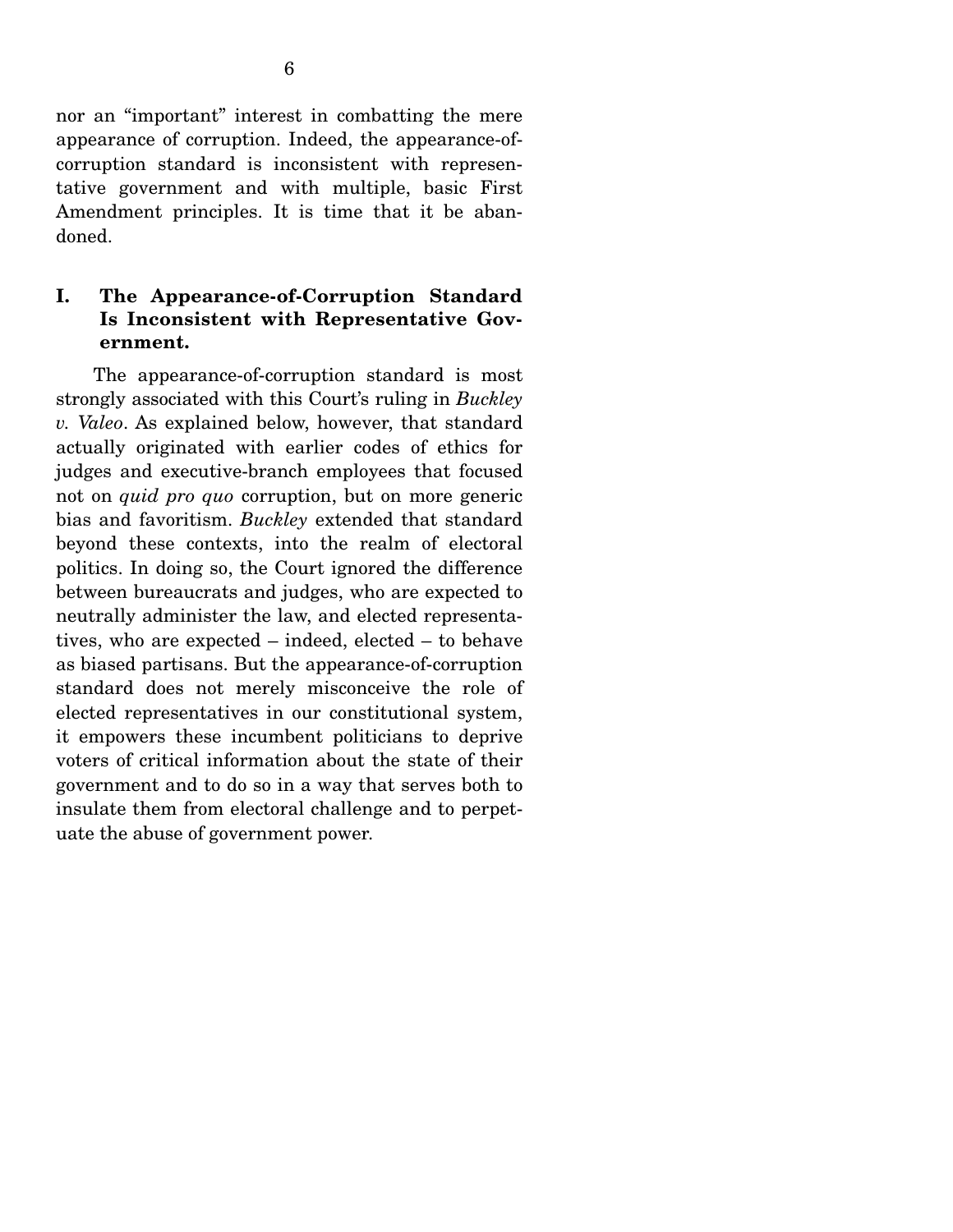nor an "important" interest in combatting the mere appearance of corruption. Indeed, the appearance-of-corruption standard is inconsistent with representative government and with multiple, basic First Amendment principles. It is time that it be abandoned.

## I. The Appearance-of-Corruption Standard Is Inconsistent with Representative Government.

The appearance-of-corruption standard is most strongly associated with this Court's ruling in *Buckley v. Valeo*. As explained below, however, that standard actually originated with earlier codes of ethics for judges and executive-branch employees that focused not on *quid pro quo* corruption, but on more generic bias and favoritism. *Buckley* extended that standard beyond these contexts, into the realm of electoral politics. In doing so, the Court ignored the difference between bureaucrats and judges, who are expected to neutrally administer the law, and elected representatives, who are expected – indeed, elected – to behave as biased partisans. But the appearance-of-corruption standard does not merely misconceive the role of elected representatives in our constitutional system, it empowers these incumbent politicians to deprive voters of critical information about the state of their government and to do so in a way that serves both to insulate them from electoral challenge and to perpetuate the abuse of government power.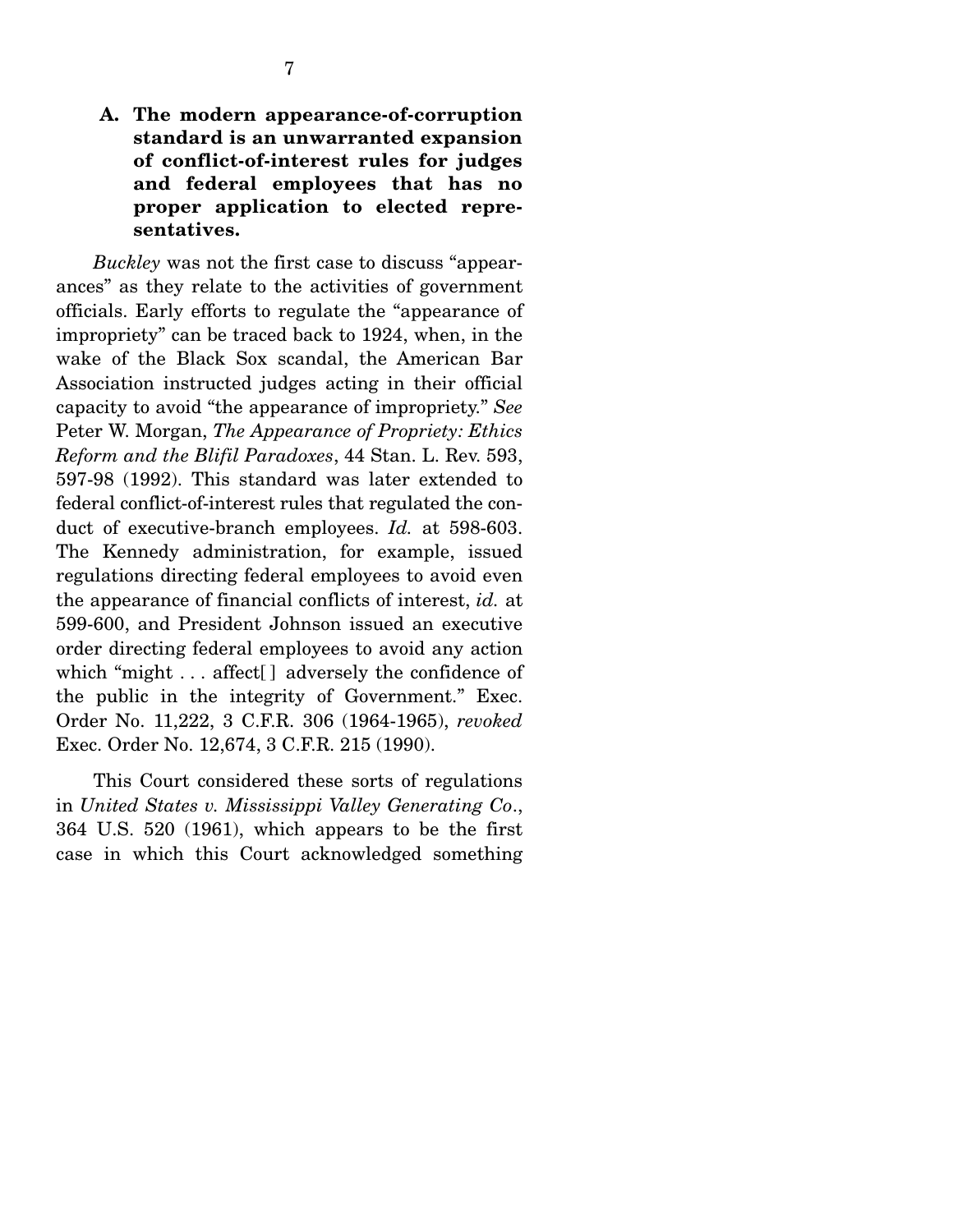### A. The modern appearance-of-corruption standard is an unwarranted expansion of conflict-of-interest rules for judges and federal employees that has no proper application to elected representatives.

*Buckley* was not the first case to discuss "appearances" as they relate to the activities of government officials. Early efforts to regulate the "appearance of impropriety" can be traced back to 1924, when, in the wake of the Black Sox scandal, the American Bar Association instructed judges acting in their official capacity to avoid "the appearance of impropriety." *See* Peter W. Morgan, *The Appearance of Propriety: Ethics Reform and the Blifil Paradoxes*, 44 Stan. L. Rev. 593, 597-98 (1992). This standard was later extended to federal conflict-of-interest rules that regulated the conduct of executive-branch employees. *Id.* at 598-603. The Kennedy administration, for example, issued regulations directing federal employees to avoid even the appearance of financial conflicts of interest, *id.* at 599-600, and President Johnson issued an executive order directing federal employees to avoid any action which "might . . . affect[ ] adversely the confidence of the public in the integrity of Government." Exec. Order No. 11,222, 3 C.F.R. 306 (1964-1965), *revoked* Exec. Order No. 12,674, 3 C.F.R. 215 (1990).

This Court considered these sorts of regulations in *United States v. Mississippi Valley Generating Co*., 364 U.S. 520 (1961), which appears to be the first case in which this Court acknowledged something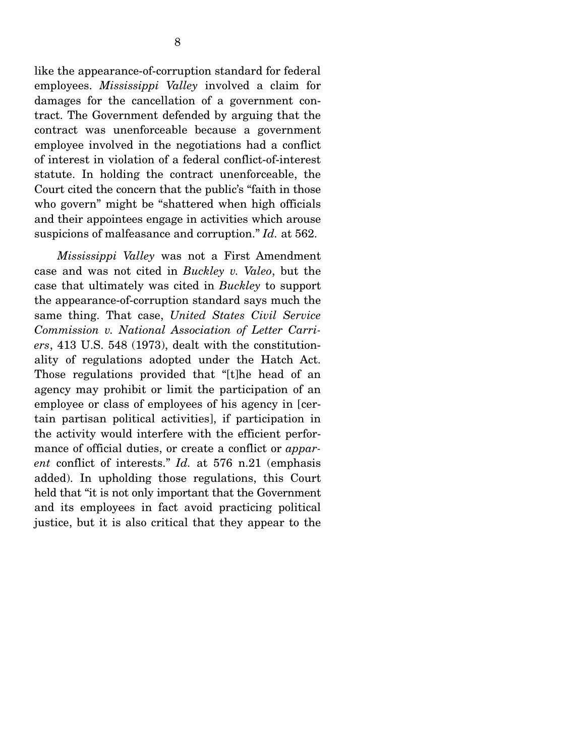like the appearance-of-corruption standard for federal employees. *Mississippi Valley* involved a claim for damages for the cancellation of a government contract. The Government defended by arguing that the contract was unenforceable because a government employee involved in the negotiations had a conflict of interest in violation of a federal conflict-of-interest statute. In holding the contract unenforceable, the Court cited the concern that the public's "faith in those who govern" might be "shattered when high officials and their appointees engage in activities which arouse suspicions of malfeasance and corruption." *Id.* at 562.

*Mississippi Valley* was not a First Amendment case and was not cited in *Buckley v. Valeo*, but the case that ultimately was cited in *Buckley* to support the appearance-of-corruption standard says much the same thing. That case, *United States Civil Service Commission v. National Association of Letter Carriers*, 413 U.S. 548 (1973), dealt with the constitutionality of regulations adopted under the Hatch Act. Those regulations provided that "[t]he head of an agency may prohibit or limit the participation of an employee or class of employees of his agency in [certain partisan political activities], if participation in the activity would interfere with the efficient performance of official duties, or create a conflict or *apparent* conflict of interests." *Id.* at 576 n.21 (emphasis added). In upholding those regulations, this Court held that "it is not only important that the Government and its employees in fact avoid practicing political justice, but it is also critical that they appear to the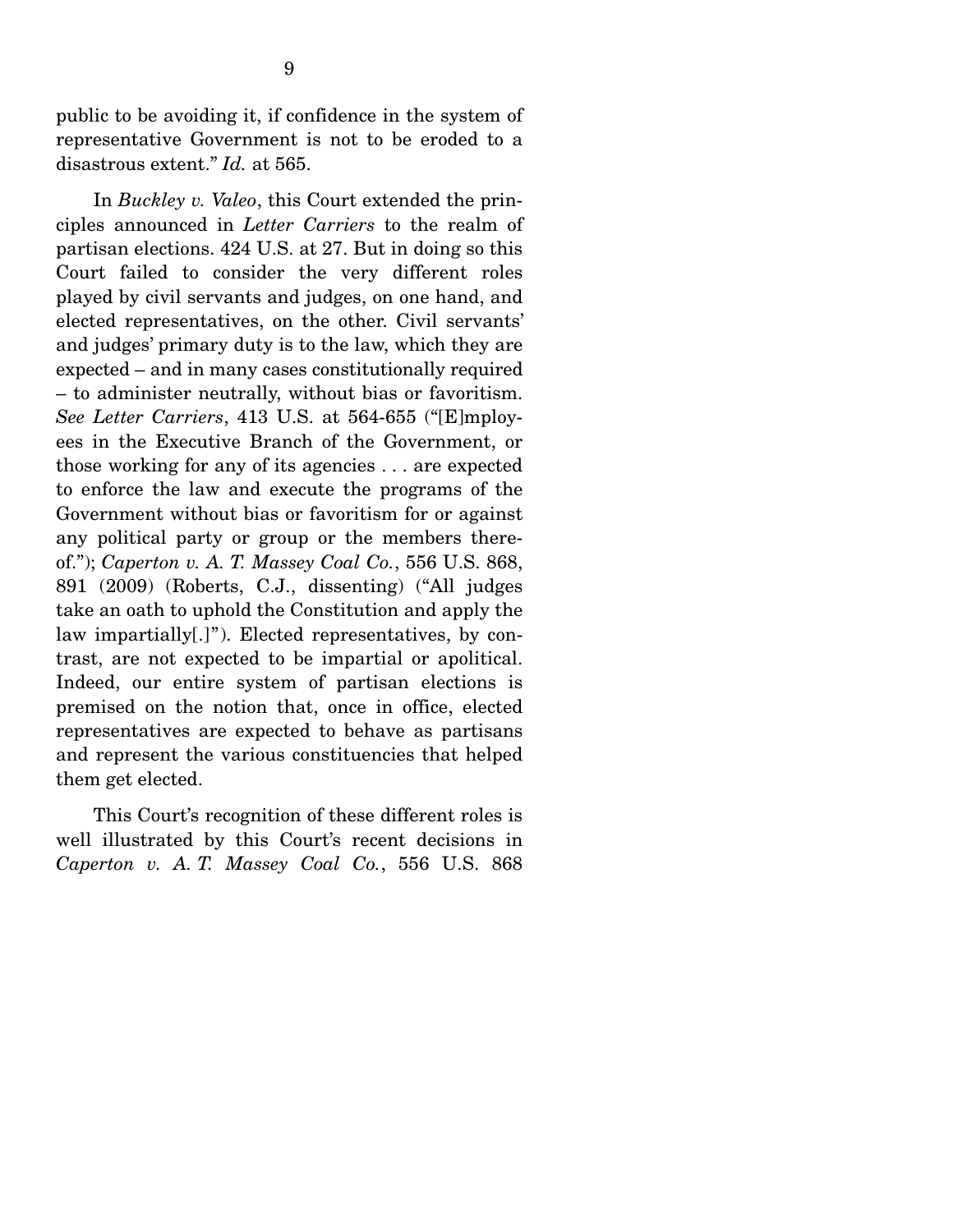public to be avoiding it, if confidence in the system of representative Government is not to be eroded to a disastrous extent." *Id.* at 565.

In *Buckley v. Valeo*, this Court extended the principles announced in *Letter Carriers* to the realm of partisan elections. 424 U.S. at 27. But in doing so this Court failed to consider the very different roles played by civil servants and judges, on one hand, and elected representatives, on the other. Civil servants' and judges' primary duty is to the law, which they are expected – and in many cases constitutionally required – to administer neutrally, without bias or favoritism. *See Letter Carriers*, 413 U.S. at 564-655 ("[E]mployees in the Executive Branch of the Government, or those working for any of its agencies . . . are expected to enforce the law and execute the programs of the Government without bias or favoritism for or against any political party or group or the members thereof."); *Caperton v. A. T. Massey Coal Co.*, 556 U.S. 868, 891 (2009) (Roberts, C.J., dissenting) ("All judges take an oath to uphold the Constitution and apply the law impartially[.]"). Elected representatives, by contrast, are not expected to be impartial or apolitical. Indeed, our entire system of partisan elections is premised on the notion that, once in office, elected representatives are expected to behave as partisans and represent the various constituencies that helped them get elected.

This Court's recognition of these different roles is well illustrated by this Court's recent decisions in *Caperton v. A. T. Massey Coal Co.*, 556 U.S. 868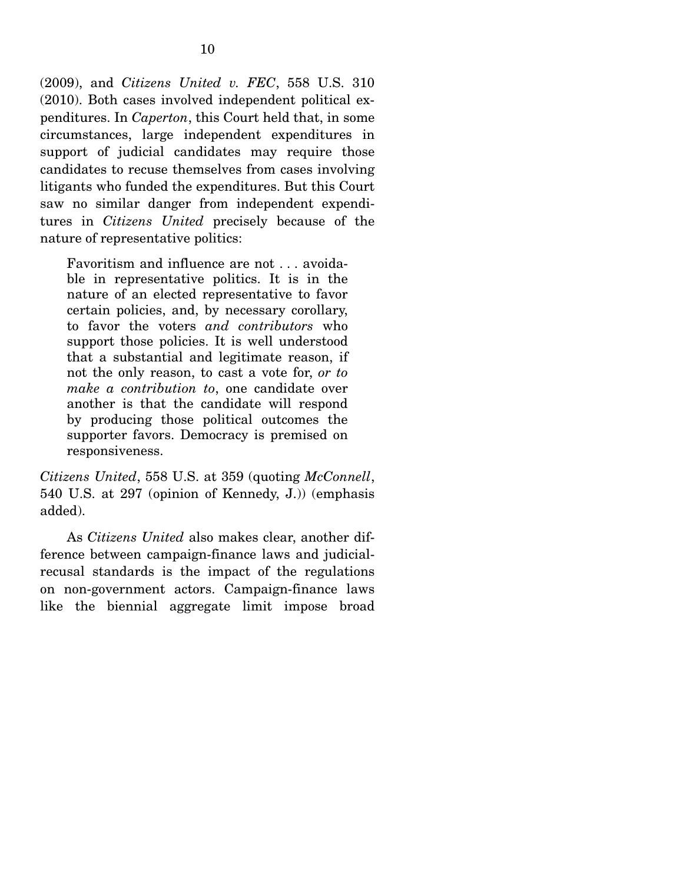(2009), and *Citizens United v. FEC*, 558 U.S. 310 (2010). Both cases involved independent political expenditures. In *Caperton*, this Court held that, in some circumstances, large independent expenditures in support of judicial candidates may require those candidates to recuse themselves from cases involving litigants who funded the expenditures. But this Court saw no similar danger from independent expenditures in *Citizens United* precisely because of the nature of representative politics:

> Favoritism and influence are not . . . avoidable in representative politics. It is in the nature of an elected representative to favor certain policies, and, by necessary corollary, to favor the voters *and contributors* who support those policies. It is well understood that a substantial and legitimate reason, if not the only reason, to cast a vote for, *or to make a contribution to*, one candidate over another is that the candidate will respond by producing those political outcomes the supporter favors. Democracy is premised on responsiveness.

*Citizens United*, 558 U.S. at 359 (quoting *McConnell*, 540 U.S. at 297 (opinion of Kennedy, J.)) (emphasis added).

As *Citizens United* also makes clear, another difference between campaign-finance laws and judicial-recusal standards is the impact of the regulations on non-government actors. Campaign-finance laws like the biennial aggregate limit impose broad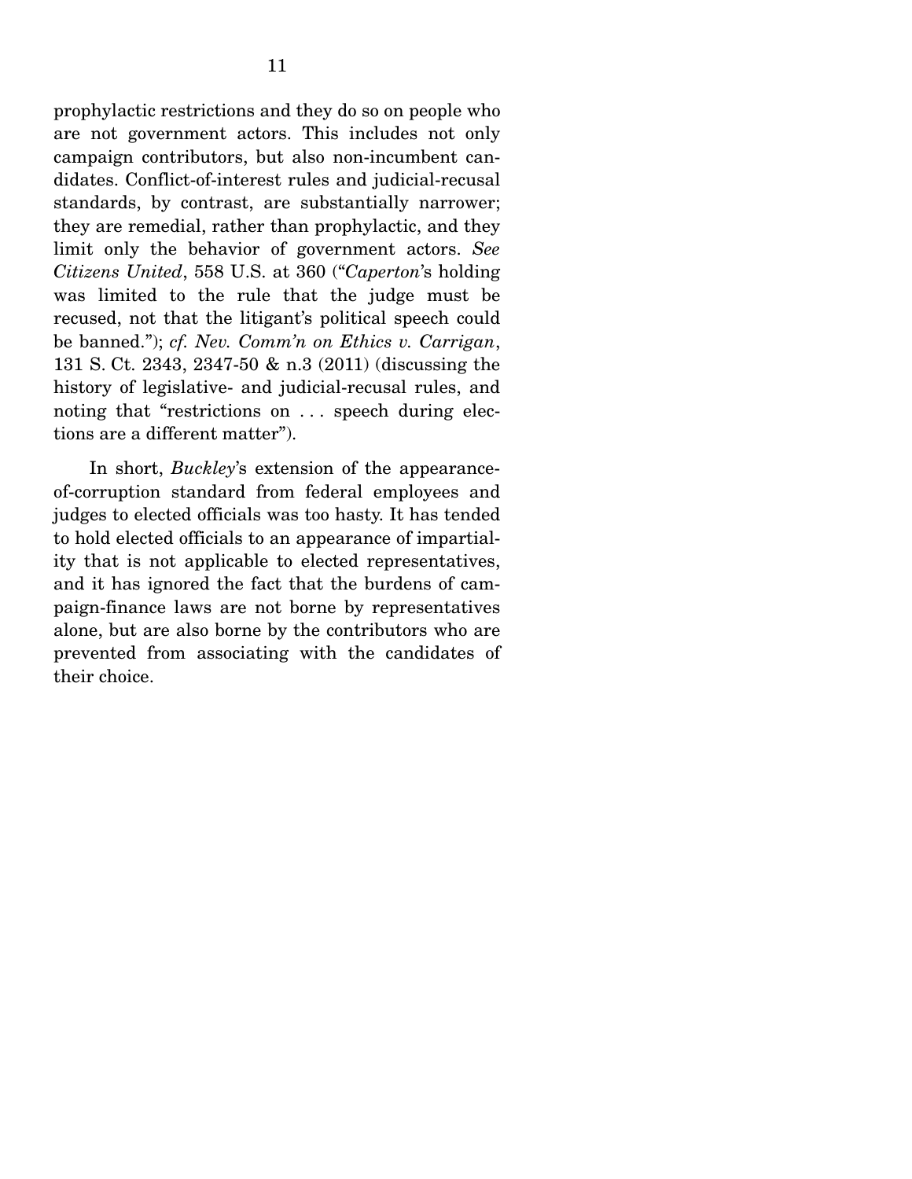prophylactic restrictions and they do so on people who are not government actors. This includes not only campaign contributors, but also non-incumbent candidates. Conflict-of-interest rules and judicial-recusal standards, by contrast, are substantially narrower; they are remedial, rather than prophylactic, and they limit only the behavior of government actors. *See Citizens United*, 558 U.S. at 360 ("*Caperton*'s holding was limited to the rule that the judge must be recused, not that the litigant's political speech could be banned."); *cf. Nev. Comm'n on Ethics v. Carrigan*, 131 S. Ct. 2343, 2347-50 & n.3 (2011) (discussing the history of legislative- and judicial-recusal rules, and noting that "restrictions on . . . speech during elections are a different matter").

In short, *Buckley*'s extension of the appearance-of-corruption standard from federal employees and judges to elected officials was too hasty. It has tended to hold elected officials to an appearance of impartiality that is not applicable to elected representatives, and it has ignored the fact that the burdens of campaign-finance laws are not borne by representatives alone, but are also borne by the contributors who are prevented from associating with the candidates of their choice.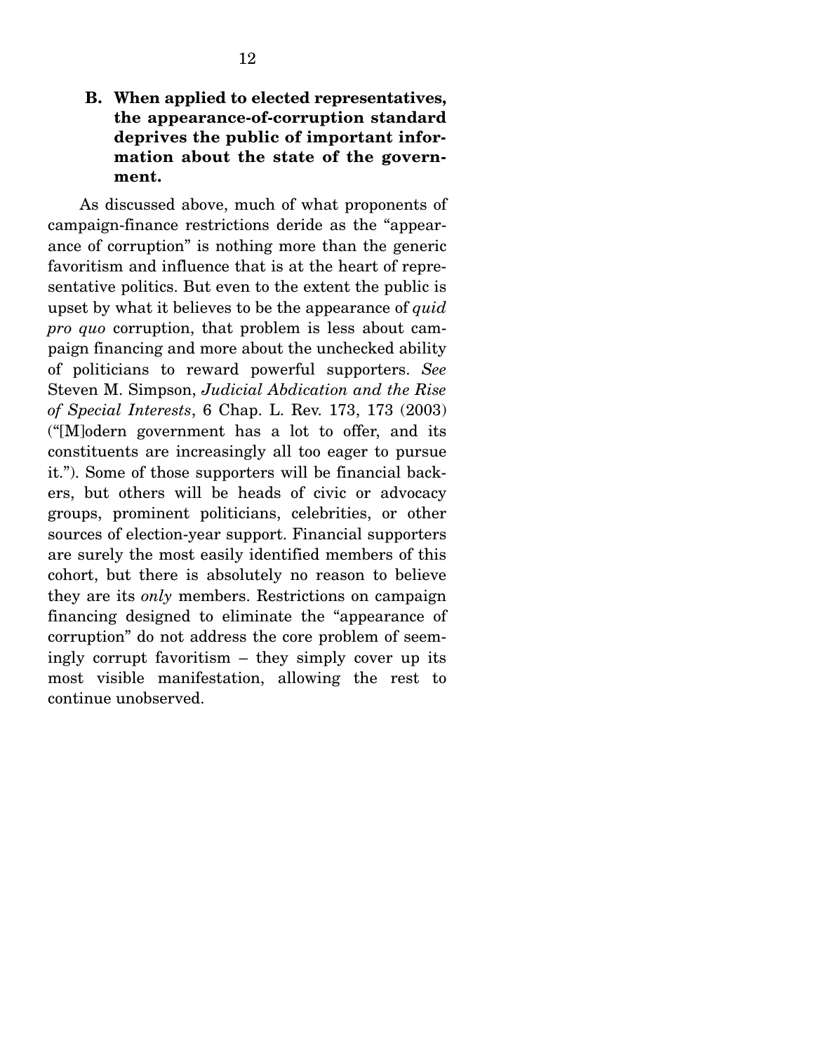### B. When applied to elected representatives, the appearance-of-corruption standard deprives the public of important information about the state of the government.

As discussed above, much of what proponents of campaign-finance restrictions deride as the "appearance of corruption" is nothing more than the generic favoritism and influence that is at the heart of representative politics. But even to the extent the public is upset by what it believes to be the appearance of *quid pro quo* corruption, that problem is less about campaign financing and more about the unchecked ability of politicians to reward powerful supporters. *See* Steven M. Simpson, *Judicial Abdication and the Rise of Special Interests*, 6 Chap. L. Rev. 173, 173 (2003) ("[M]odern government has a lot to offer, and its constituents are increasingly all too eager to pursue it."). Some of those supporters will be financial backers, but others will be heads of civic or advocacy groups, prominent politicians, celebrities, or other sources of election-year support. Financial supporters are surely the most easily identified members of this cohort, but there is absolutely no reason to believe they are its *only* members. Restrictions on campaign financing designed to eliminate the "appearance of corruption" do not address the core problem of seemingly corrupt favoritism – they simply cover up its most visible manifestation, allowing the rest to continue unobserved.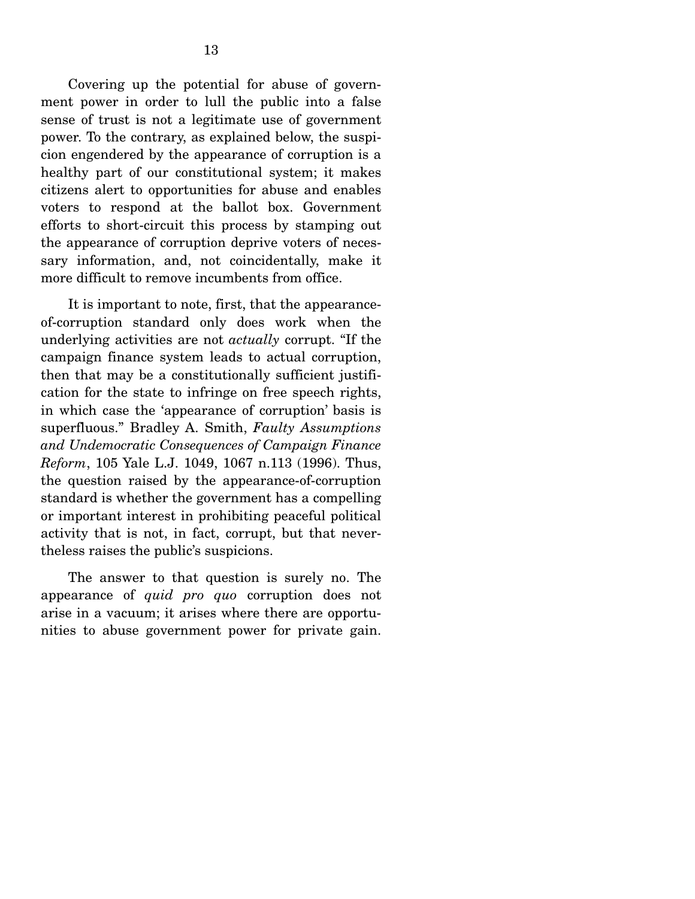Covering up the potential for abuse of government power in order to lull the public into a false sense of trust is not a legitimate use of government power. To the contrary, as explained below, the suspicion engendered by the appearance of corruption is a healthy part of our constitutional system; it makes citizens alert to opportunities for abuse and enables voters to respond at the ballot box. Government efforts to short-circuit this process by stamping out the appearance of corruption deprive voters of necessary information, and, not coincidentally, make it more difficult to remove incumbents from office.

It is important to note, first, that the appearance-of-corruption standard only does work when the underlying activities are not *actually* corrupt. "If the campaign finance system leads to actual corruption, then that may be a constitutionally sufficient justification for the state to infringe on free speech rights, in which case the 'appearance of corruption' basis is superfluous." Bradley A. Smith, *Faulty Assumptions and Undemocratic Consequences of Campaign Finance Reform*, 105 Yale L.J. 1049, 1067 n.113 (1996). Thus, the question raised by the appearance-of-corruption standard is whether the government has a compelling or important interest in prohibiting peaceful political activity that is not, in fact, corrupt, but that nevertheless raises the public's suspicions.

The answer to that question is surely no. The appearance of *quid pro quo* corruption does not arise in a vacuum; it arises where there are opportunities to abuse government power for private gain.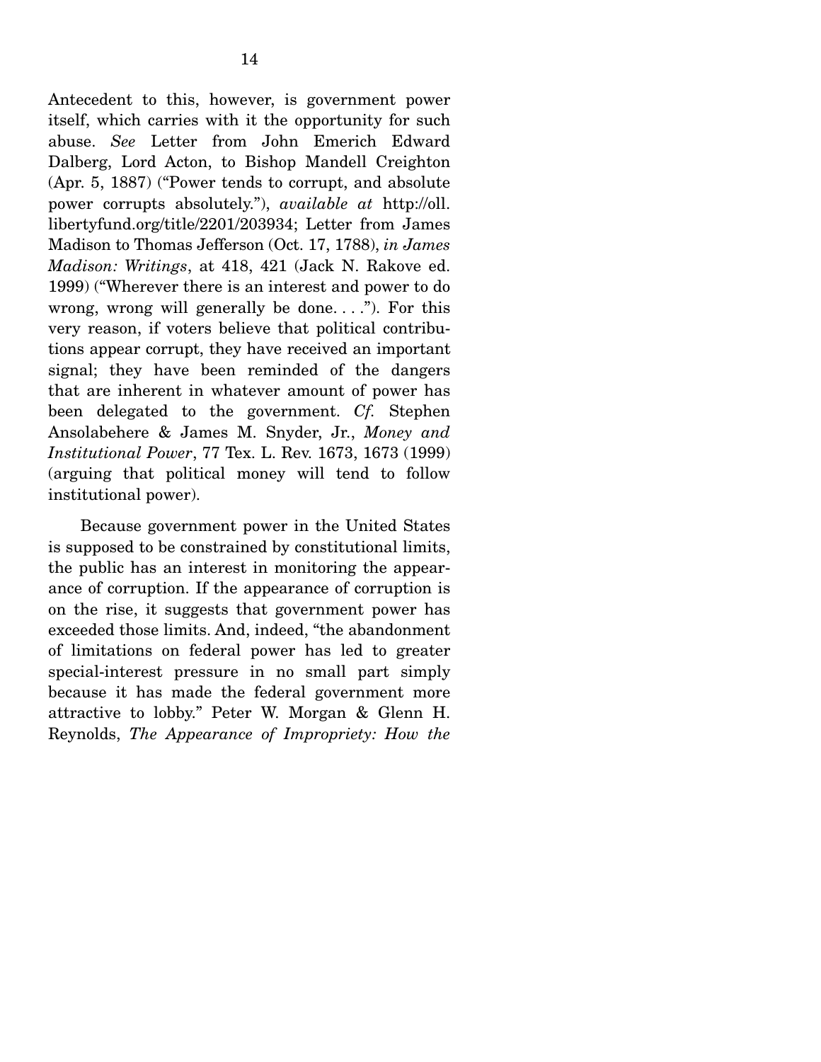Antecedent to this, however, is government power itself, which carries with it the opportunity for such abuse. *See* Letter from John Emerich Edward Dalberg, Lord Acton, to Bishop Mandell Creighton (Apr. 5, 1887) ("Power tends to corrupt, and absolute power corrupts absolutely."), *available at* http://oll.libertyfund.org/title/2201/203934; Letter from James Madison to Thomas Jefferson (Oct. 17, 1788), *in James Madison: Writings*, at 418, 421 (Jack N. Rakove ed. 1999) ("Wherever there is an interest and power to do wrong, wrong will generally be done. . . ."). For this very reason, if voters believe that political contributions appear corrupt, they have received an important signal; they have been reminded of the dangers that are inherent in whatever amount of power has been delegated to the government. *Cf.* Stephen Ansolabehere & James M. Snyder, Jr., *Money and Institutional Power*, 77 Tex. L. Rev. 1673, 1673 (1999) (arguing that political money will tend to follow institutional power).

Because government power in the United States is supposed to be constrained by constitutional limits, the public has an interest in monitoring the appearance of corruption. If the appearance of corruption is on the rise, it suggests that government power has exceeded those limits. And, indeed, "the abandonment of limitations on federal power has led to greater special-interest pressure in no small part simply because it has made the federal government more attractive to lobby." Peter W. Morgan & Glenn H. Reynolds, *The Appearance of Impropriety: How the*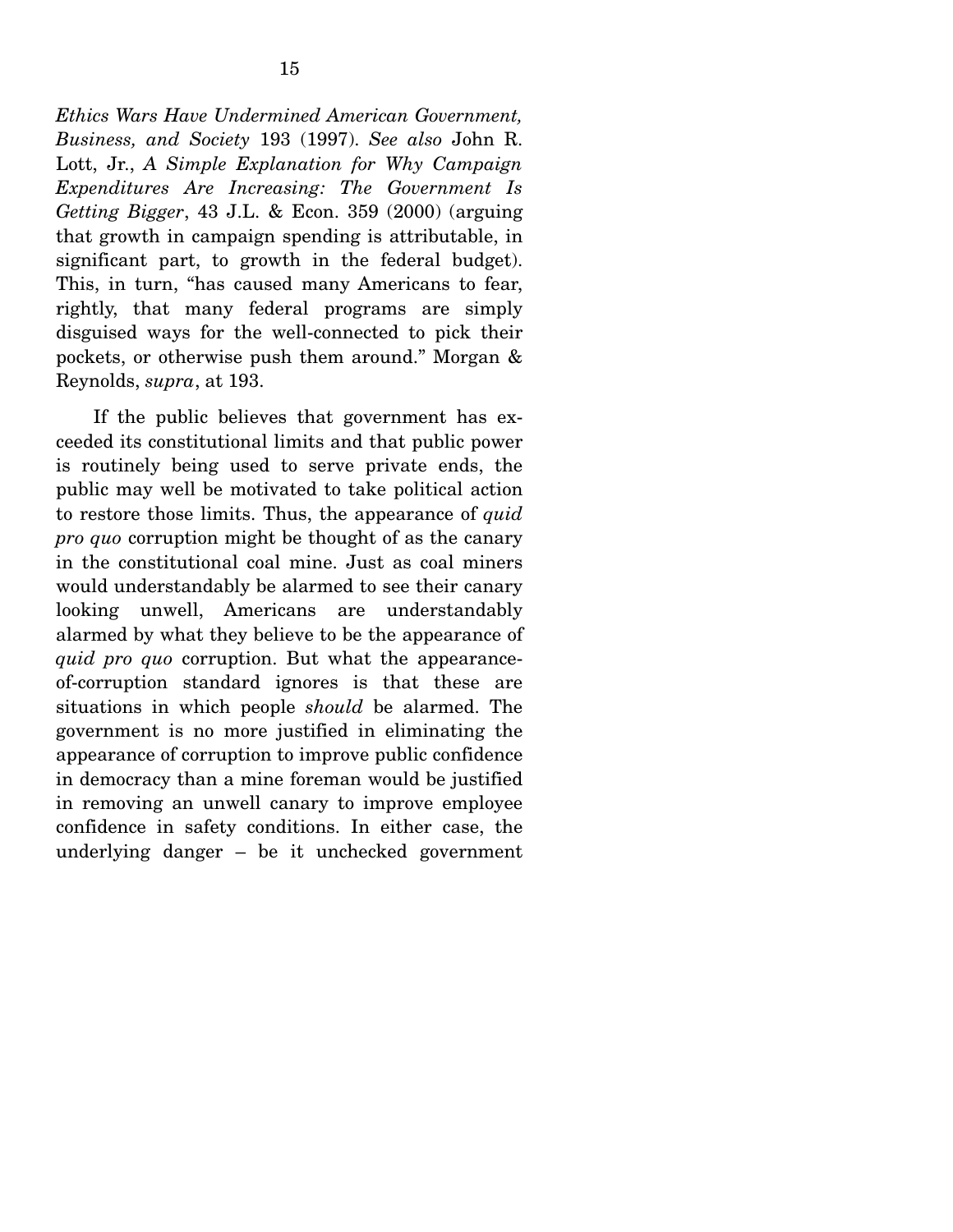*Ethics Wars Have Undermined American Government, Business, and Society* 193 (1997). *See also* John R. Lott, Jr., *A Simple Explanation for Why Campaign Expenditures Are Increasing: The Government Is Getting Bigger*, 43 J.L. & Econ. 359 (2000) (arguing that growth in campaign spending is attributable, in significant part, to growth in the federal budget). This, in turn, "has caused many Americans to fear, rightly, that many federal programs are simply disguised ways for the well-connected to pick their pockets, or otherwise push them around." Morgan & Reynolds, *supra*, at 193.

If the public believes that government has exceeded its constitutional limits and that public power is routinely being used to serve private ends, the public may well be motivated to take political action to restore those limits. Thus, the appearance of *quid pro quo* corruption might be thought of as the canary in the constitutional coal mine. Just as coal miners would understandably be alarmed to see their canary looking unwell, Americans are understandably alarmed by what they believe to be the appearance of *quid pro quo* corruption. But what the appearance-of-corruption standard ignores is that these are situations in which people *should* be alarmed. The government is no more justified in eliminating the appearance of corruption to improve public confidence in democracy than a mine foreman would be justified in removing an unwell canary to improve employee confidence in safety conditions. In either case, the underlying danger – be it unchecked government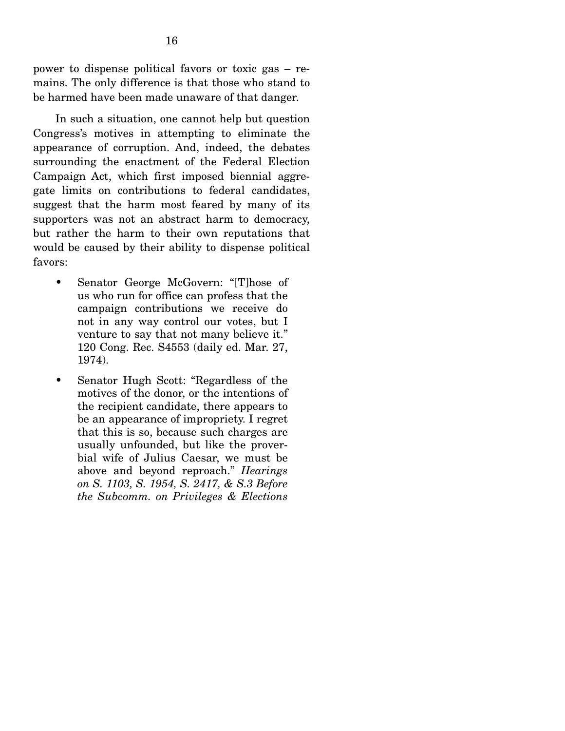power to dispense political favors or toxic gas – remains. The only difference is that those who stand to be harmed have been made unaware of that danger.

In such a situation, one cannot help but question Congress's motives in attempting to eliminate the appearance of corruption. And, indeed, the debates surrounding the enactment of the Federal Election Campaign Act, which first imposed biennial aggregate limits on contributions to federal candidates, suggest that the harm most feared by many of its supporters was not an abstract harm to democracy, but rather the harm to their own reputations that would be caused by their ability to dispense political favors:

- Senator George McGovern: "[T]hose of us who run for office can profess that the campaign contributions we receive do not in any way control our votes, but I venture to say that not many believe it." 120 Cong. Rec. S4553 (daily ed. Mar. 27, 1974).
- Senator Hugh Scott: "Regardless of the motives of the donor, or the intentions of the recipient candidate, there appears to be an appearance of impropriety. I regret that this is so, because such charges are usually unfounded, but like the proverbial wife of Julius Caesar, we must be above and beyond reproach." *Hearings on S. 1103, S. 1954, S. 2417, & S.3 Before the Subcomm. on Privileges & Elections*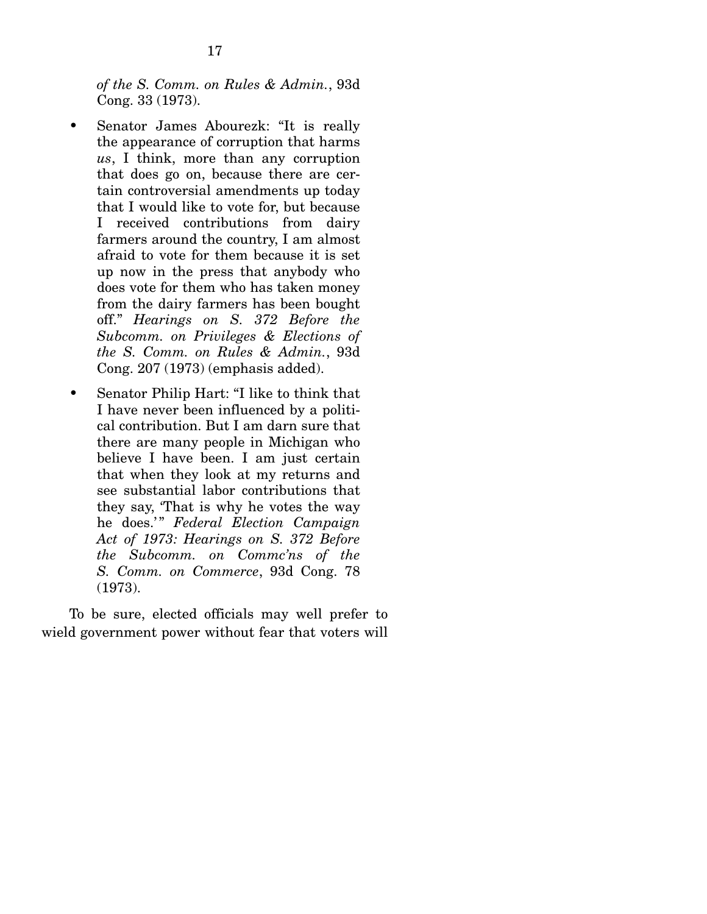*of the S. Comm. on Rules & Admin.*, 93d Cong. 33 (1973).

- Senator James Abourezk: "It is really the appearance of corruption that harms *us*, I think, more than any corruption that does go on, because there are certain controversial amendments up today that I would like to vote for, but because I received contributions from dairy farmers around the country, I am almost afraid to vote for them because it is set up now in the press that anybody who does vote for them who has taken money from the dairy farmers has been bought off." *Hearings on S. 372 Before the Subcomm. on Privileges & Elections of the S. Comm. on Rules & Admin.*, 93d Cong. 207 (1973) (emphasis added).

- Senator Philip Hart: "I like to think that I have never been influenced by a political contribution. But I am darn sure that there are many people in Michigan who believe I have been. I am just certain that when they look at my returns and see substantial labor contributions that they say, 'That is why he votes the way he does.'" *Federal Election Campaign Act of 1973: Hearings on S. 372 Before the Subcomm. on Commc'ns of the S. Comm. on Commerce*, 93d Cong. 78 (1973).

To be sure, elected officials may well prefer to wield government power without fear that voters will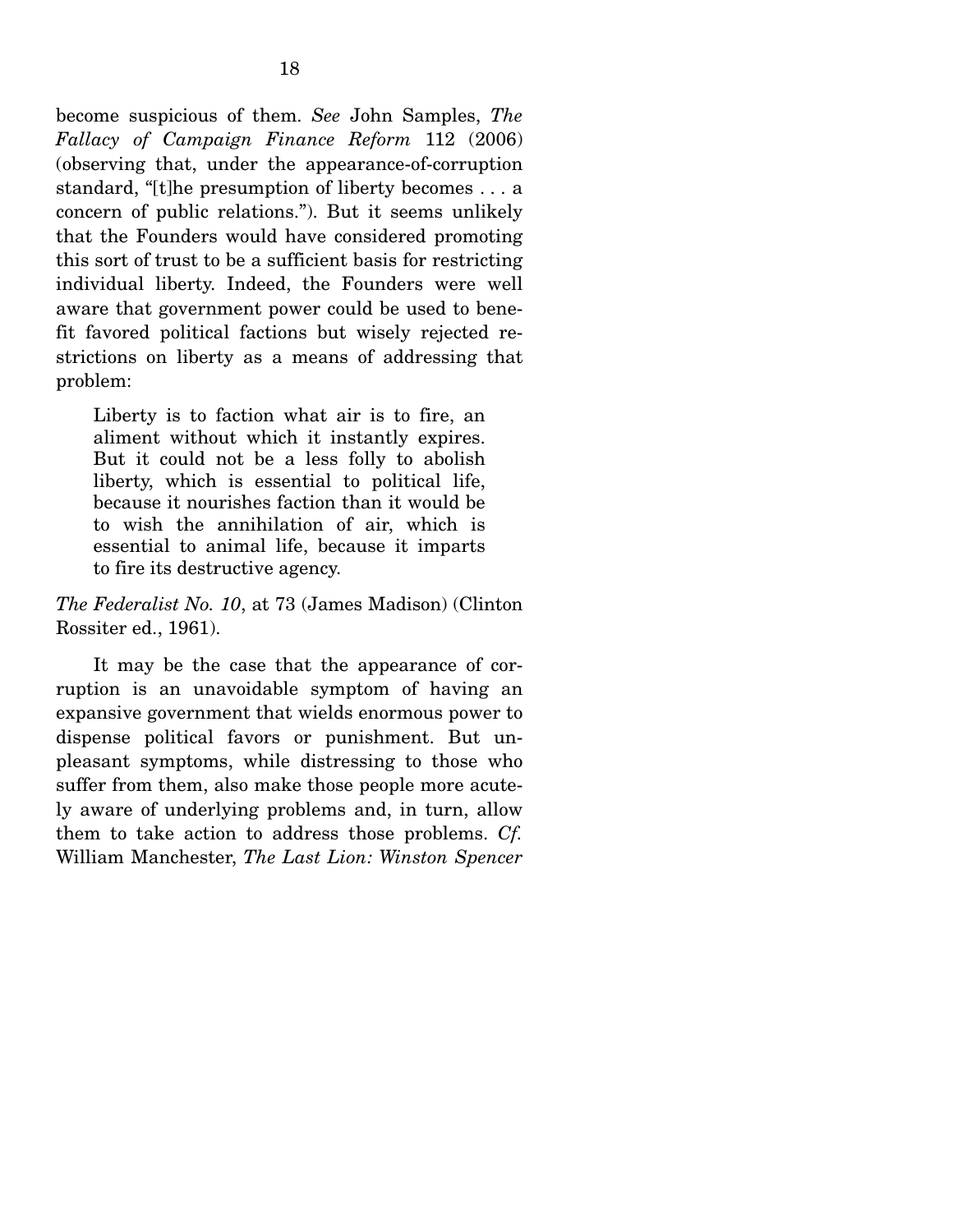become suspicious of them. *See* John Samples, *The Fallacy of Campaign Finance Reform* 112 (2006) (observing that, under the appearance-of-corruption standard, "[t]he presumption of liberty becomes . . . a concern of public relations."). But it seems unlikely that the Founders would have considered promoting this sort of trust to be a sufficient basis for restricting individual liberty. Indeed, the Founders were well aware that government power could be used to benefit favored political factions but wisely rejected restrictions on liberty as a means of addressing that problem:

> Liberty is to faction what air is to fire, an aliment without which it instantly expires. But it could not be a less folly to abolish liberty, which is essential to political life, because it nourishes faction than it would be to wish the annihilation of air, which is essential to animal life, because it imparts to fire its destructive agency.

*The Federalist No. 10*, at 73 (James Madison) (Clinton Rossiter ed., 1961).

It may be the case that the appearance of corruption is an unavoidable symptom of having an expansive government that wields enormous power to dispense political favors or punishment. But unpleasant symptoms, while distressing to those who suffer from them, also make those people more acutely aware of underlying problems and, in turn, allow them to take action to address those problems. *Cf.* William Manchester, *The Last Lion: Winston Spencer*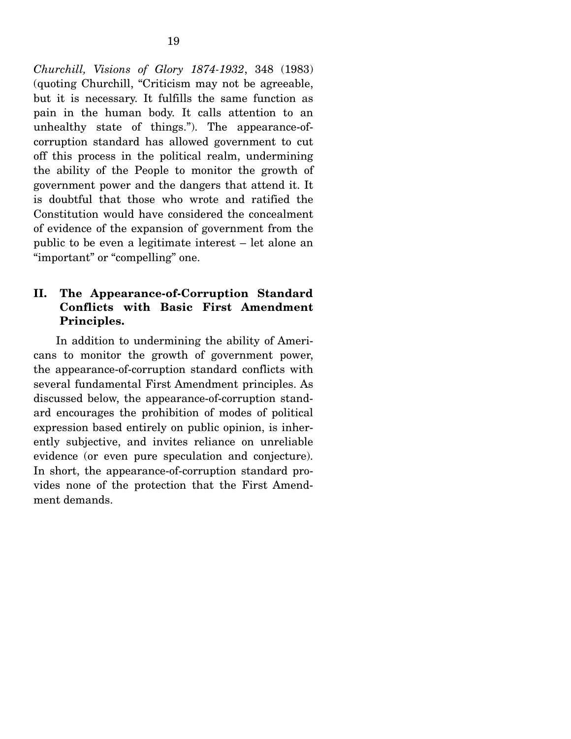*Churchill, Visions of Glory 1874-1932*, 348 (1983) (quoting Churchill, "Criticism may not be agreeable, but it is necessary. It fulfills the same function as pain in the human body. It calls attention to an unhealthy state of things."). The appearance-of-corruption standard has allowed government to cut off this process in the political realm, undermining the ability of the People to monitor the growth of government power and the dangers that attend it. It is doubtful that those who wrote and ratified the Constitution would have considered the concealment of evidence of the expansion of government from the public to be even a legitimate interest – let alone an "important" or "compelling" one.

## II. The Appearance-of-Corruption Standard Conflicts with Basic First Amendment Principles.

In addition to undermining the ability of Americans to monitor the growth of government power, the appearance-of-corruption standard conflicts with several fundamental First Amendment principles. As discussed below, the appearance-of-corruption standard encourages the prohibition of modes of political expression based entirely on public opinion, is inherently subjective, and invites reliance on unreliable evidence (or even pure speculation and conjecture). In short, the appearance-of-corruption standard provides none of the protection that the First Amendment demands.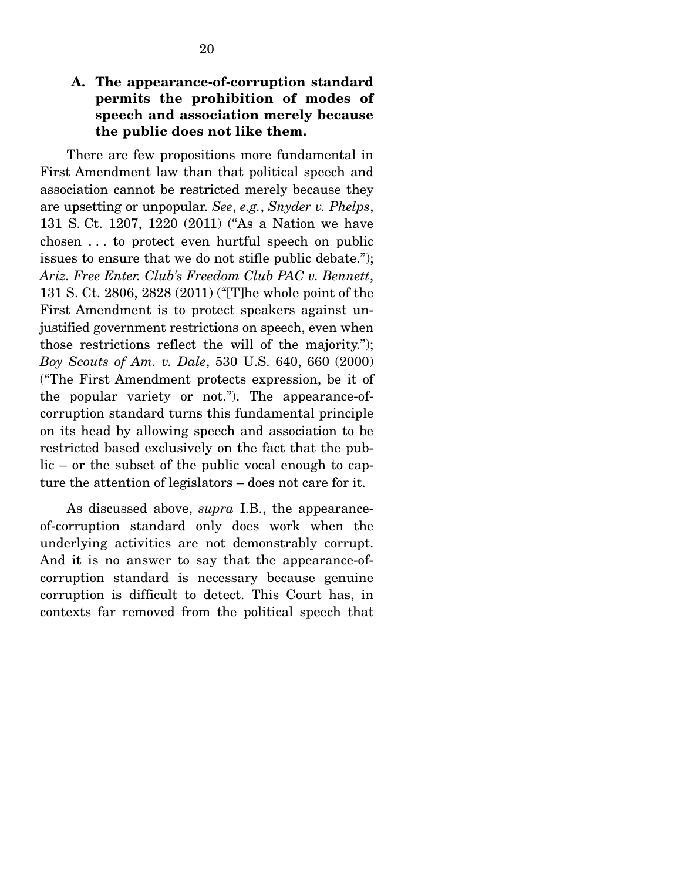### A. The appearance-of-corruption standard permits the prohibition of modes of speech and association merely because the public does not like them.

There are few propositions more fundamental in First Amendment law than that political speech and association cannot be restricted merely because they are upsetting or unpopular. *See*, *e.g.*, *Snyder v. Phelps*, 131 S. Ct. 1207, 1220 (2011) ("As a Nation we have chosen . . . to protect even hurtful speech on public issues to ensure that we do not stifle public debate."); *Ariz. Free Enter. Club's Freedom Club PAC v. Bennett*, 131 S. Ct. 2806, 2828 (2011) ("[T]he whole point of the First Amendment is to protect speakers against unjustified government restrictions on speech, even when those restrictions reflect the will of the majority."); *Boy Scouts of Am. v. Dale*, 530 U.S. 640, 660 (2000) ("The First Amendment protects expression, be it of the popular variety or not."). The appearance-of-corruption standard turns this fundamental principle on its head by allowing speech and association to be restricted based exclusively on the fact that the public – or the subset of the public vocal enough to capture the attention of legislators – does not care for it.

As discussed above, *supra* I.B., the appearance-of-corruption standard only does work when the underlying activities are not demonstrably corrupt. And it is no answer to say that the appearance-of-corruption standard is necessary because genuine corruption is difficult to detect. This Court has, in contexts far removed from the political speech that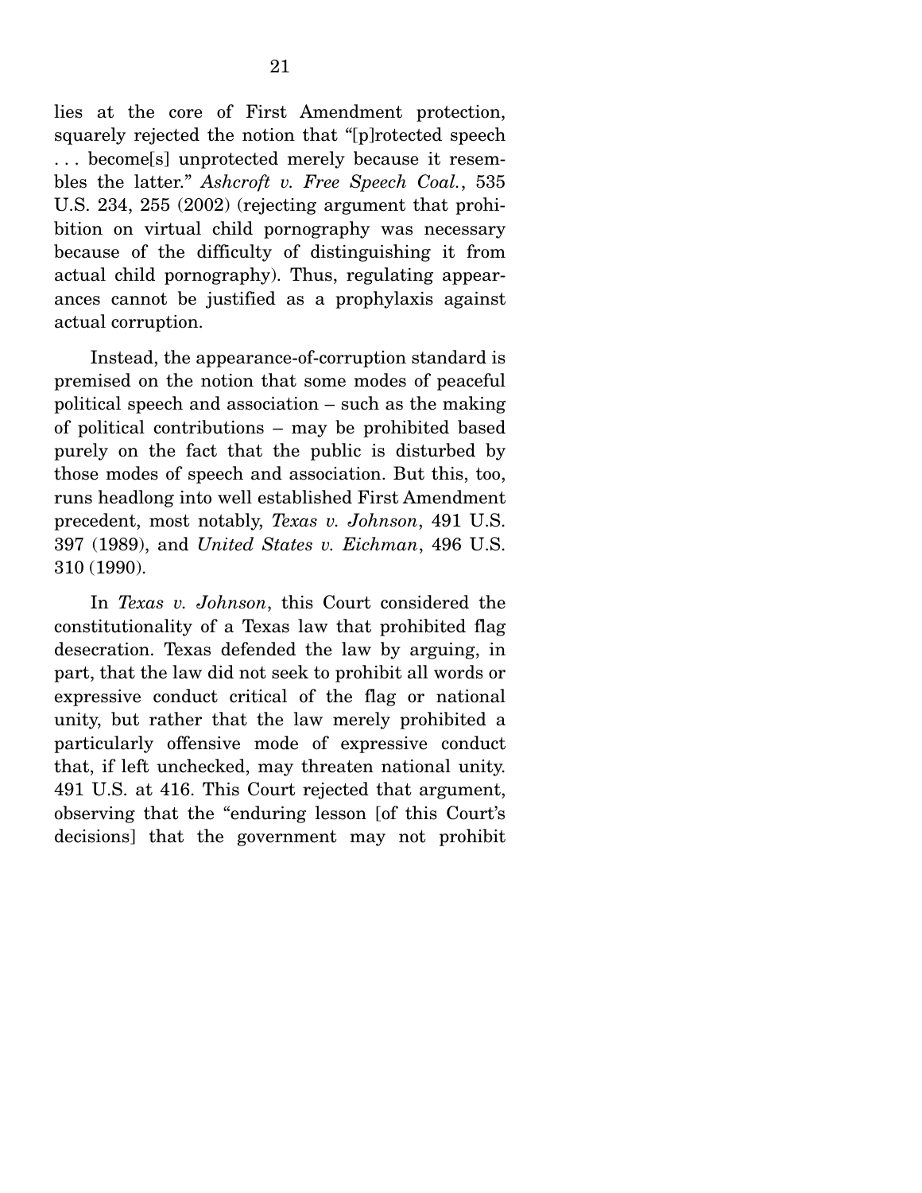lies at the core of First Amendment protection, squarely rejected the notion that "[p]rotected speech . . . become[s] unprotected merely because it resembles the latter." *Ashcroft v. Free Speech Coal.*, 535 U.S. 234, 255 (2002) (rejecting argument that prohibition on virtual child pornography was necessary because of the difficulty of distinguishing it from actual child pornography). Thus, regulating appearances cannot be justified as a prophylaxis against actual corruption.

Instead, the appearance-of-corruption standard is premised on the notion that some modes of peaceful political speech and association – such as the making of political contributions – may be prohibited based purely on the fact that the public is disturbed by those modes of speech and association. But this, too, runs headlong into well established First Amendment precedent, most notably, *Texas v. Johnson*, 491 U.S. 397 (1989), and *United States v. Eichman*, 496 U.S. 310 (1990).

In *Texas v. Johnson*, this Court considered the constitutionality of a Texas law that prohibited flag desecration. Texas defended the law by arguing, in part, that the law did not seek to prohibit all words or expressive conduct critical of the flag or national unity, but rather that the law merely prohibited a particularly offensive mode of expressive conduct that, if left unchecked, may threaten national unity. 491 U.S. at 416. This Court rejected that argument, observing that the "enduring lesson [of this Court's decisions] that the government may not prohibit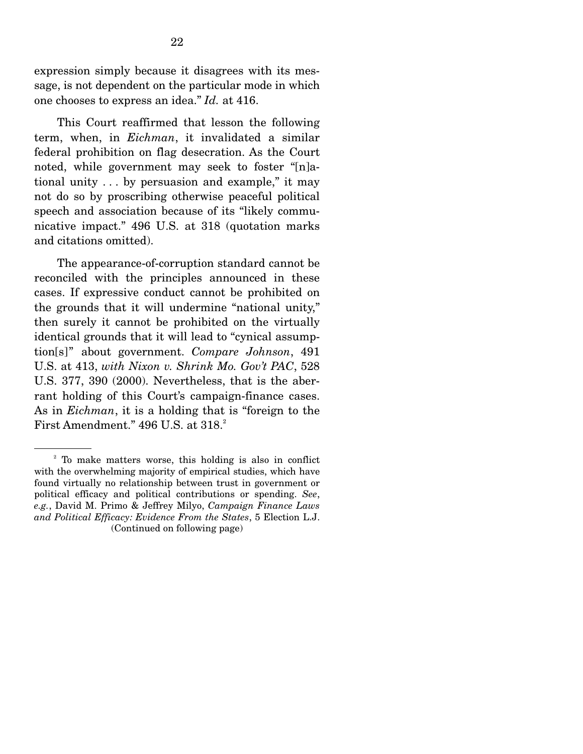expression simply because it disagrees with its message, is not dependent on the particular mode in which one chooses to express an idea." *Id.* at 416.

This Court reaffirmed that lesson the following term, when, in *Eichman*, it invalidated a similar federal prohibition on flag desecration. As the Court noted, while government may seek to foster "[n]ational unity . . . by persuasion and example," it may not do so by proscribing otherwise peaceful political speech and association because of its "likely communicative impact." 496 U.S. at 318 (quotation marks and citations omitted).

The appearance-of-corruption standard cannot be reconciled with the principles announced in these cases. If expressive conduct cannot be prohibited on the grounds that it will undermine "national unity," then surely it cannot be prohibited on the virtually identical grounds that it will lead to "cynical assumption[s]" about government. *Compare Johnson*, 491 U.S. at 413, *with Nixon v. Shrink Mo. Gov't PAC*, 528 U.S. 377, 390 (2000). Nevertheless, that is the aberrant holding of this Court's campaign-finance cases. As in *Eichman*, it is a holding that is "foreign to the First Amendment." 496 U.S. at 318.[2]

---

[2] To make matters worse, this holding is also in conflict with the overwhelming majority of empirical studies, which have found virtually no relationship between trust in government or political efficacy and political contributions or spending. *See*, *e.g.*, David M. Primo & Jeffrey Milyo, *Campaign Finance Laws and Political Efficacy: Evidence From the States*, 5 Election L.J.

(Continued on following page)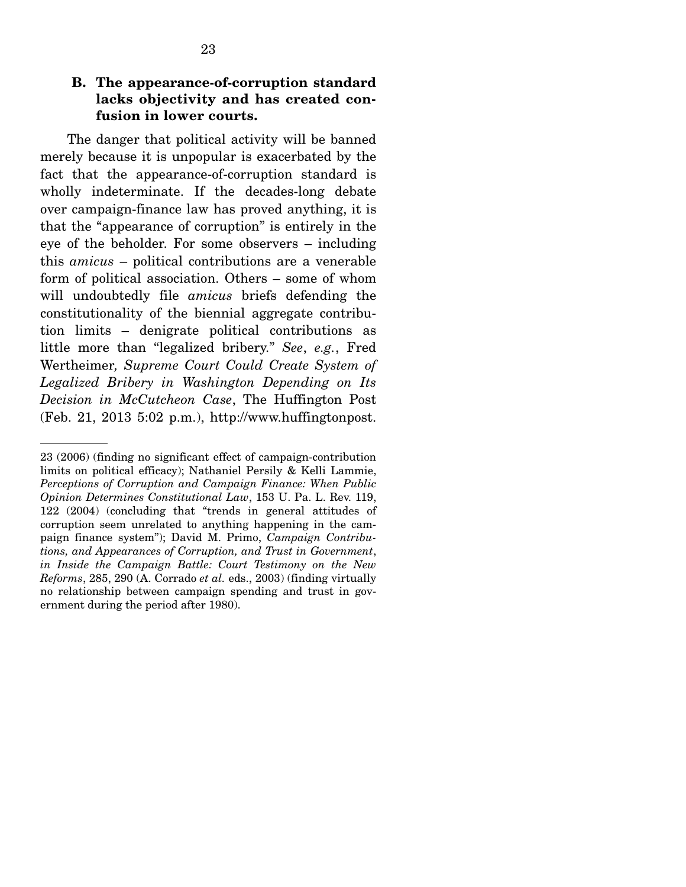### B. The appearance-of-corruption standard lacks objectivity and has created confusion in lower courts.

The danger that political activity will be banned merely because it is unpopular is exacerbated by the fact that the appearance-of-corruption standard is wholly indeterminate. If the decades-long debate over campaign-finance law has proved anything, it is that the "appearance of corruption" is entirely in the eye of the beholder. For some observers – including this *amicus* – political contributions are a venerable form of political association. Others – some of whom will undoubtedly file *amicus* briefs defending the constitutionality of the biennial aggregate contribution limits – denigrate political contributions as little more than "legalized bribery." *See*, *e.g.*, Fred Wertheimer*, Supreme Court Could Create System of Legalized Bribery in Washington Depending on Its Decision in McCutcheon Case*, The Huffington Post (Feb. 21, 2013 5:02 p.m.), http://www.huffingtonpost.

---

23 (2006) (finding no significant effect of campaign-contribution limits on political efficacy); Nathaniel Persily & Kelli Lammie, *Perceptions of Corruption and Campaign Finance: When Public Opinion Determines Constitutional Law*, 153 U. Pa. L. Rev. 119, 122 (2004) (concluding that "trends in general attitudes of corruption seem unrelated to anything happening in the campaign finance system"); David M. Primo, *Campaign Contributions, and Appearances of Corruption, and Trust in Government*, *in Inside the Campaign Battle: Court Testimony on the New Reforms*, 285, 290 (A. Corrado *et al.* eds., 2003) (finding virtually no relationship between campaign spending and trust in government during the period after 1980).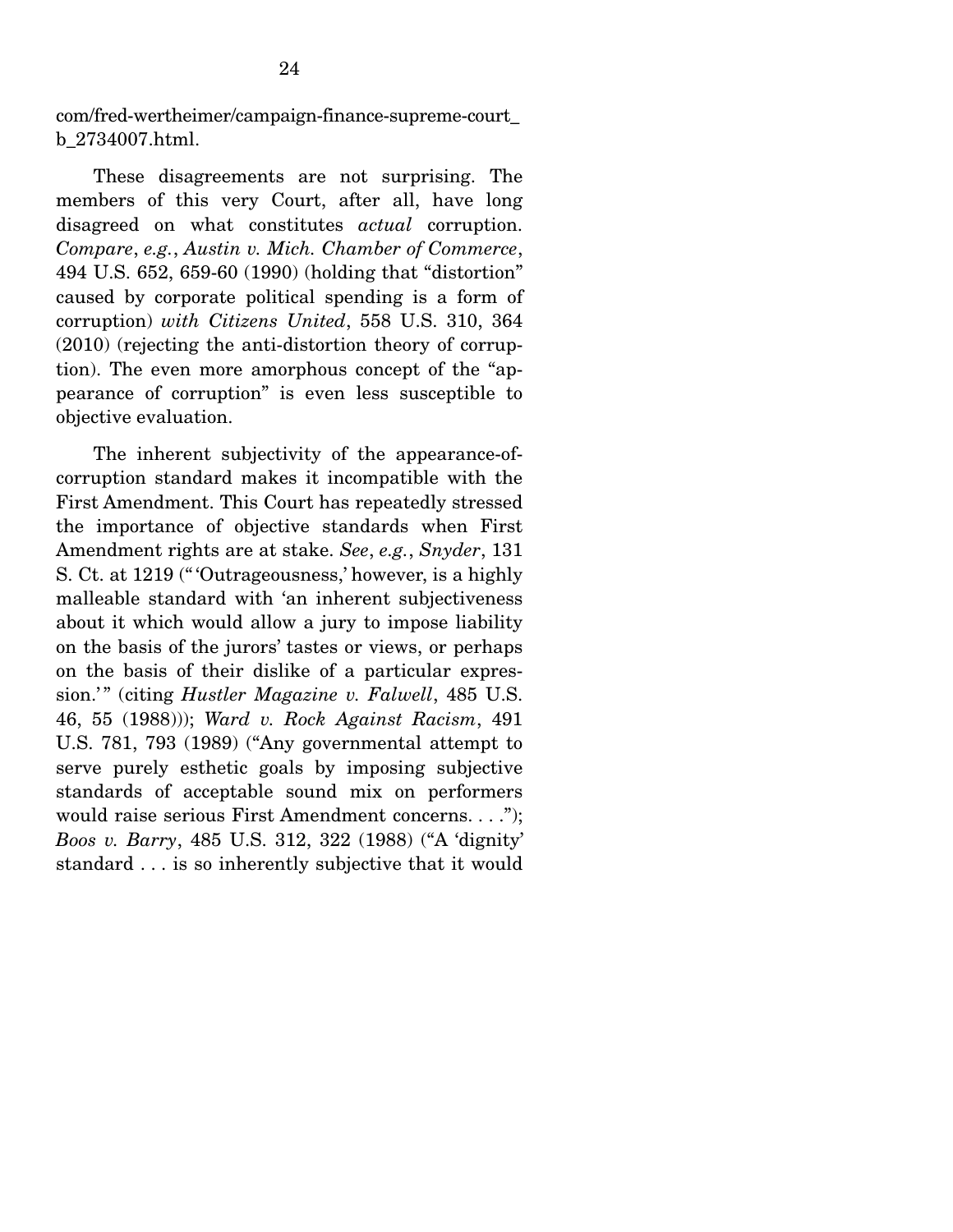com/fred-wertheimer/campaign-finance-supreme-court_b_2734007.html.

These disagreements are not surprising. The members of this very Court, after all, have long disagreed on what constitutes *actual* corruption. *Compare*, *e.g.*, *Austin v. Mich. Chamber of Commerce*, 494 U.S. 652, 659-60 (1990) (holding that "distortion" caused by corporate political spending is a form of corruption) *with Citizens United*, 558 U.S. 310, 364 (2010) (rejecting the anti-distortion theory of corruption). The even more amorphous concept of the "appearance of corruption" is even less susceptible to objective evaluation.

The inherent subjectivity of the appearance-of-corruption standard makes it incompatible with the First Amendment. This Court has repeatedly stressed the importance of objective standards when First Amendment rights are at stake. *See*, *e.g.*, *Snyder*, 131 S. Ct. at 1219 ("'Outrageousness,' however, is a highly malleable standard with 'an inherent subjectiveness about it which would allow a jury to impose liability on the basis of the jurors' tastes or views, or perhaps on the basis of their dislike of a particular expression.'" (citing *Hustler Magazine v. Falwell*, 485 U.S. 46, 55 (1988))); *Ward v. Rock Against Racism*, 491 U.S. 781, 793 (1989) ("Any governmental attempt to serve purely esthetic goals by imposing subjective standards of acceptable sound mix on performers would raise serious First Amendment concerns. . . ."); *Boos v. Barry*, 485 U.S. 312, 322 (1988) ("A 'dignity' standard . . . is so inherently subjective that it would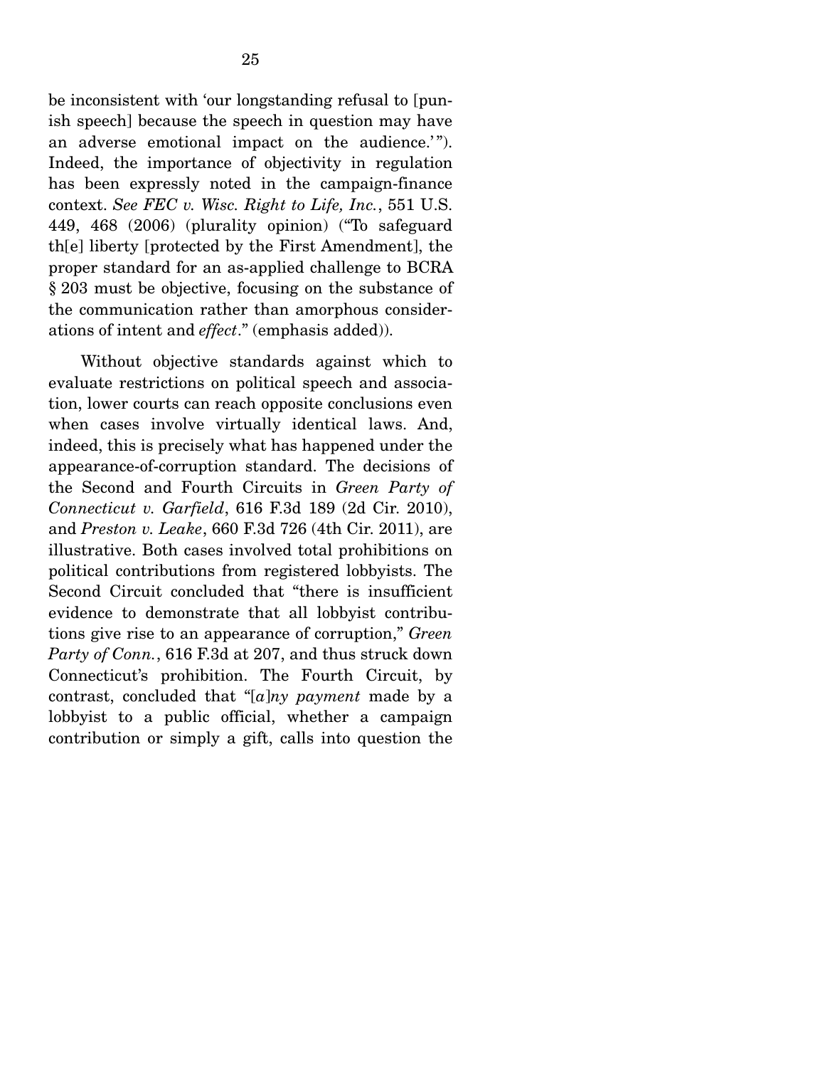be inconsistent with 'our longstanding refusal to [punish speech] because the speech in question may have an adverse emotional impact on the audience.'"). Indeed, the importance of objectivity in regulation has been expressly noted in the campaign-finance context. *See FEC v. Wisc. Right to Life, Inc.*, 551 U.S. 449, 468 (2006) (plurality opinion) ("To safeguard th[e] liberty [protected by the First Amendment], the proper standard for an as-applied challenge to BCRA § 203 must be objective, focusing on the substance of the communication rather than amorphous considerations of intent and *effect*." (emphasis added)).

Without objective standards against which to evaluate restrictions on political speech and association, lower courts can reach opposite conclusions even when cases involve virtually identical laws. And, indeed, this is precisely what has happened under the appearance-of-corruption standard. The decisions of the Second and Fourth Circuits in *Green Party of Connecticut v. Garfield*, 616 F.3d 189 (2d Cir. 2010), and *Preston v. Leake*, 660 F.3d 726 (4th Cir. 2011), are illustrative. Both cases involved total prohibitions on political contributions from registered lobbyists. The Second Circuit concluded that "there is insufficient evidence to demonstrate that all lobbyist contributions give rise to an appearance of corruption," *Green Party of Conn.*, 616 F.3d at 207, and thus struck down Connecticut's prohibition. The Fourth Circuit, by contrast, concluded that "[*a*]*ny payment* made by a lobbyist to a public official, whether a campaign contribution or simply a gift, calls into question the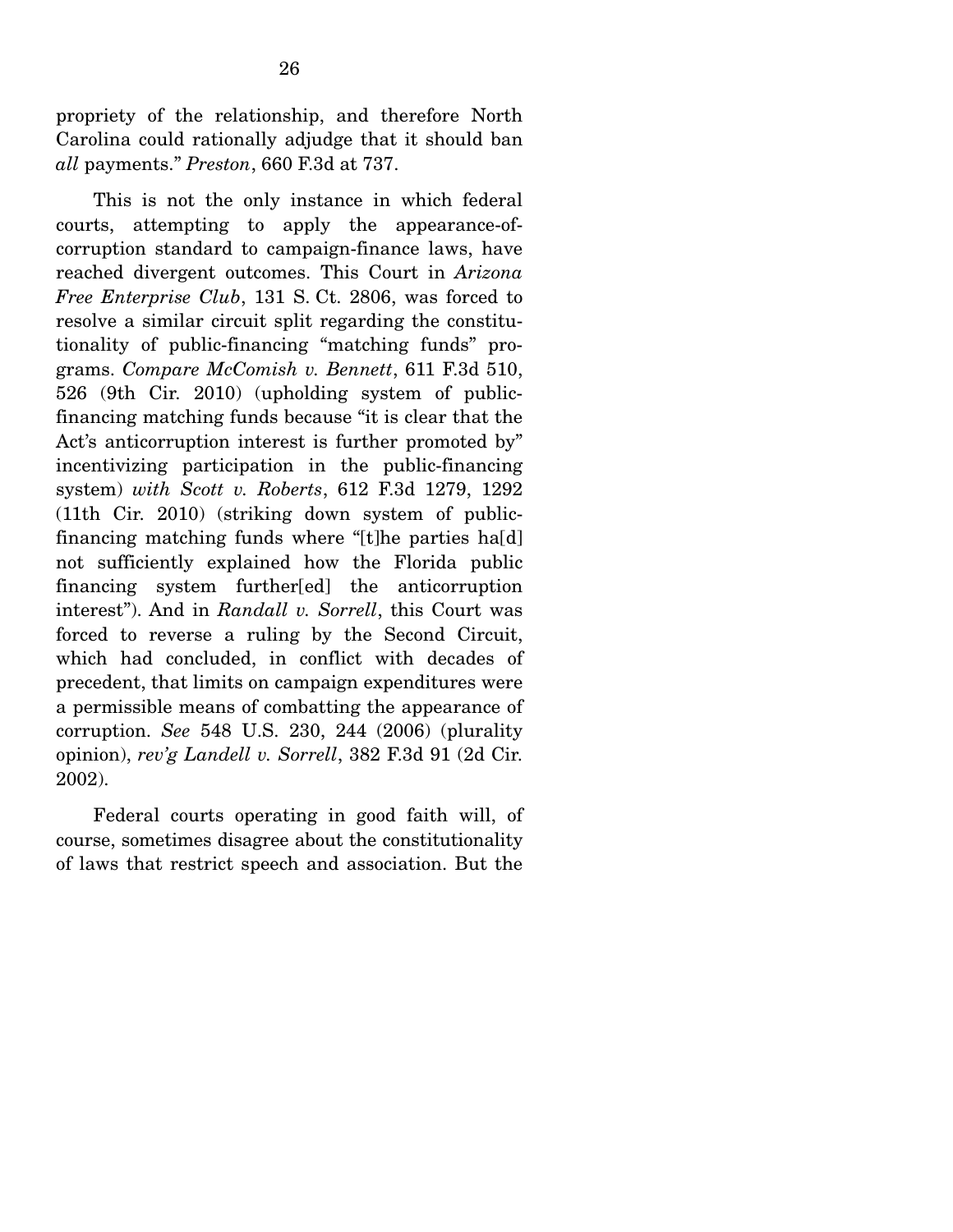propriety of the relationship, and therefore North Carolina could rationally adjudge that it should ban *all* payments." *Preston*, 660 F.3d at 737.

This is not the only instance in which federal courts, attempting to apply the appearance-of-corruption standard to campaign-finance laws, have reached divergent outcomes. This Court in *Arizona Free Enterprise Club*, 131 S. Ct. 2806, was forced to resolve a similar circuit split regarding the constitutionality of public-financing "matching funds" programs. *Compare McComish v. Bennett*, 611 F.3d 510, 526 (9th Cir. 2010) (upholding system of public-financing matching funds because "it is clear that the Act's anticorruption interest is further promoted by" incentivizing participation in the public-financing system) *with Scott v. Roberts*, 612 F.3d 1279, 1292 (11th Cir. 2010) (striking down system of public-financing matching funds where "[t]he parties ha[d] not sufficiently explained how the Florida public financing system further[ed] the anticorruption interest"). And in *Randall v. Sorrell*, this Court was forced to reverse a ruling by the Second Circuit, which had concluded, in conflict with decades of precedent, that limits on campaign expenditures were a permissible means of combatting the appearance of corruption. *See* 548 U.S. 230, 244 (2006) (plurality opinion), *rev'g Landell v. Sorrell*, 382 F.3d 91 (2d Cir. 2002).

Federal courts operating in good faith will, of course, sometimes disagree about the constitutionality of laws that restrict speech and association. But the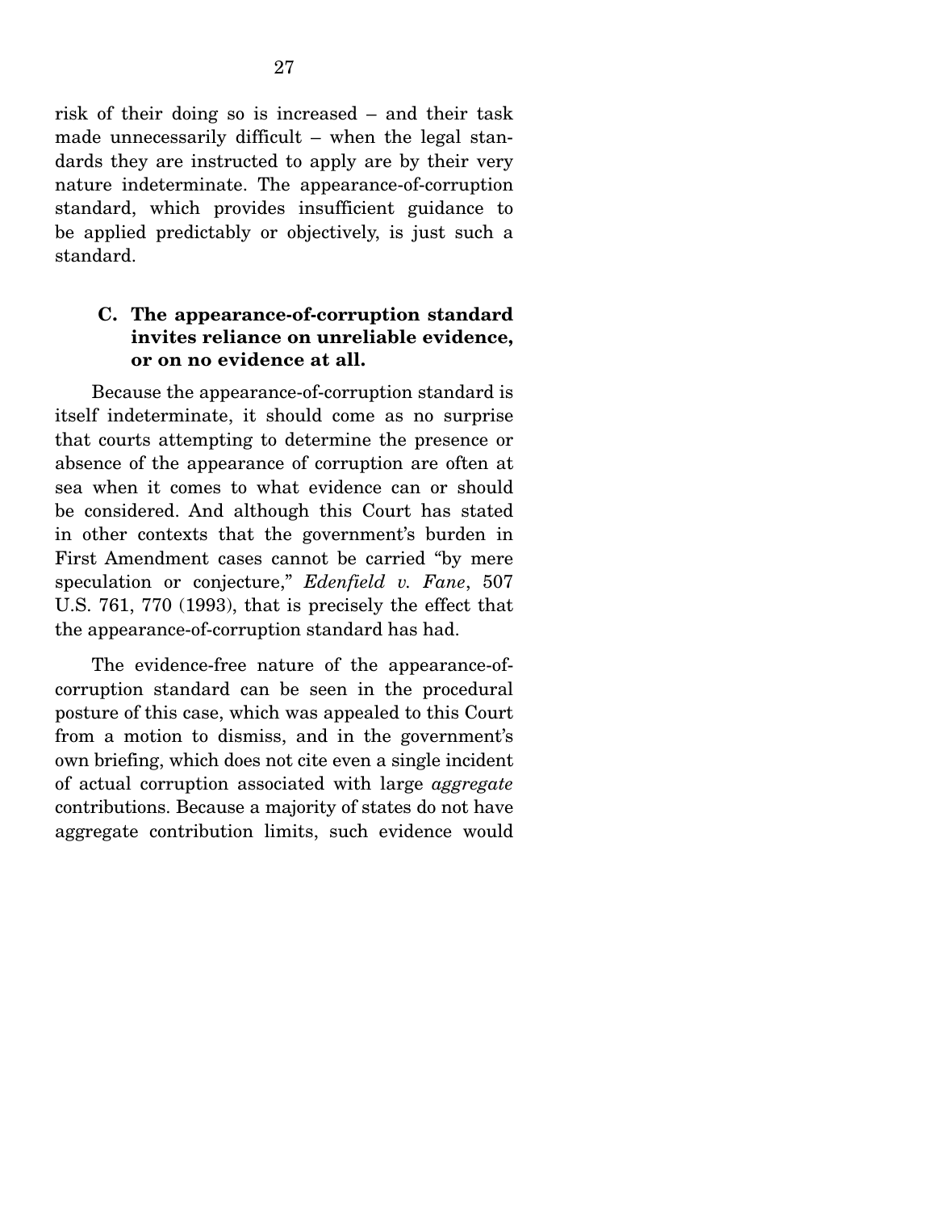risk of their doing so is increased – and their task made unnecessarily difficult – when the legal standards they are instructed to apply are by their very nature indeterminate. The appearance-of-corruption standard, which provides insufficient guidance to be applied predictably or objectively, is just such a standard.

### C. The appearance-of-corruption standard invites reliance on unreliable evidence, or on no evidence at all.

Because the appearance-of-corruption standard is itself indeterminate, it should come as no surprise that courts attempting to determine the presence or absence of the appearance of corruption are often at sea when it comes to what evidence can or should be considered. And although this Court has stated in other contexts that the government's burden in First Amendment cases cannot be carried "by mere speculation or conjecture," *Edenfield v. Fane*, 507 U.S. 761, 770 (1993), that is precisely the effect that the appearance-of-corruption standard has had.

The evidence-free nature of the appearance-of-corruption standard can be seen in the procedural posture of this case, which was appealed to this Court from a motion to dismiss, and in the government's own briefing, which does not cite even a single incident of actual corruption associated with large *aggregate* contributions. Because a majority of states do not have aggregate contribution limits, such evidence would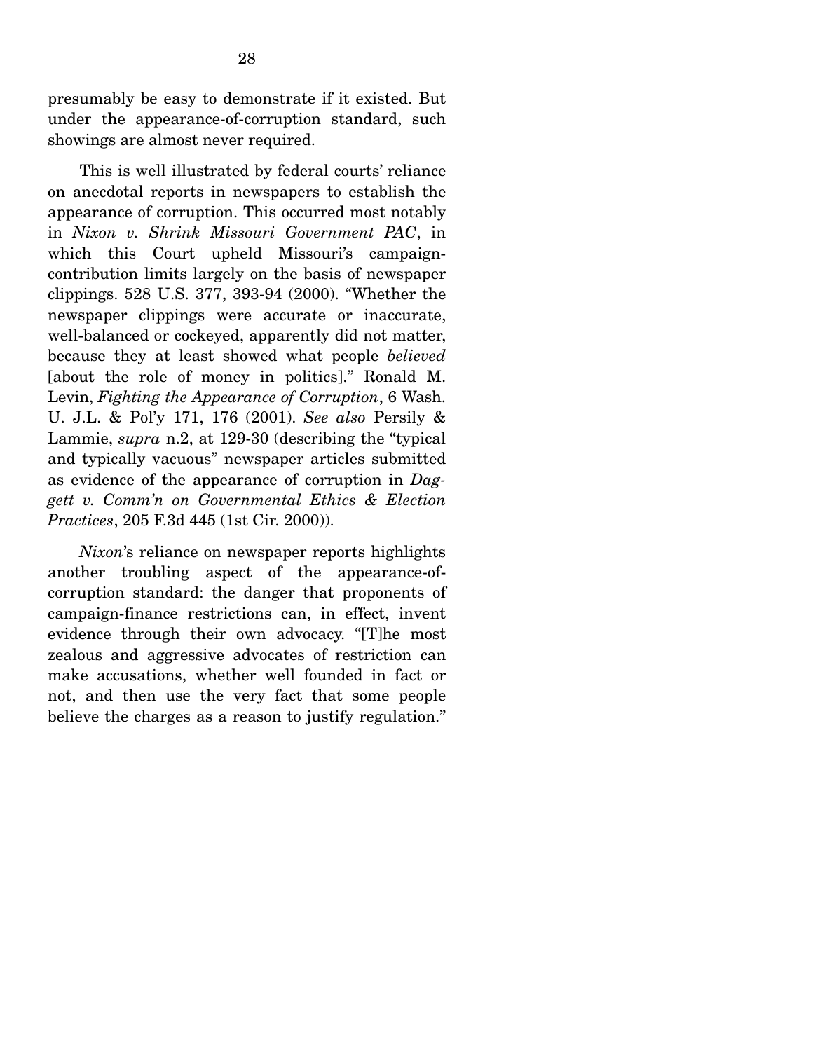presumably be easy to demonstrate if it existed. But under the appearance-of-corruption standard, such showings are almost never required.

This is well illustrated by federal courts' reliance on anecdotal reports in newspapers to establish the appearance of corruption. This occurred most notably in *Nixon v. Shrink Missouri Government PAC*, in which this Court upheld Missouri's campaign-contribution limits largely on the basis of newspaper clippings. 528 U.S. 377, 393-94 (2000). "Whether the newspaper clippings were accurate or inaccurate, well-balanced or cockeyed, apparently did not matter, because they at least showed what people *believed* [about the role of money in politics]." Ronald M. Levin, *Fighting the Appearance of Corruption*, 6 Wash. U. J.L. & Pol'y 171, 176 (2001). *See also* Persily & Lammie, *supra* n.2, at 129-30 (describing the "typical and typically vacuous" newspaper articles submitted as evidence of the appearance of corruption in *Daggett v. Comm'n on Governmental Ethics & Election Practices*, 205 F.3d 445 (1st Cir. 2000)).

*Nixon*'s reliance on newspaper reports highlights another troubling aspect of the appearance-of-corruption standard: the danger that proponents of campaign-finance restrictions can, in effect, invent evidence through their own advocacy. "[T]he most zealous and aggressive advocates of restriction can make accusations, whether well founded in fact or not, and then use the very fact that some people believe the charges as a reason to justify regulation."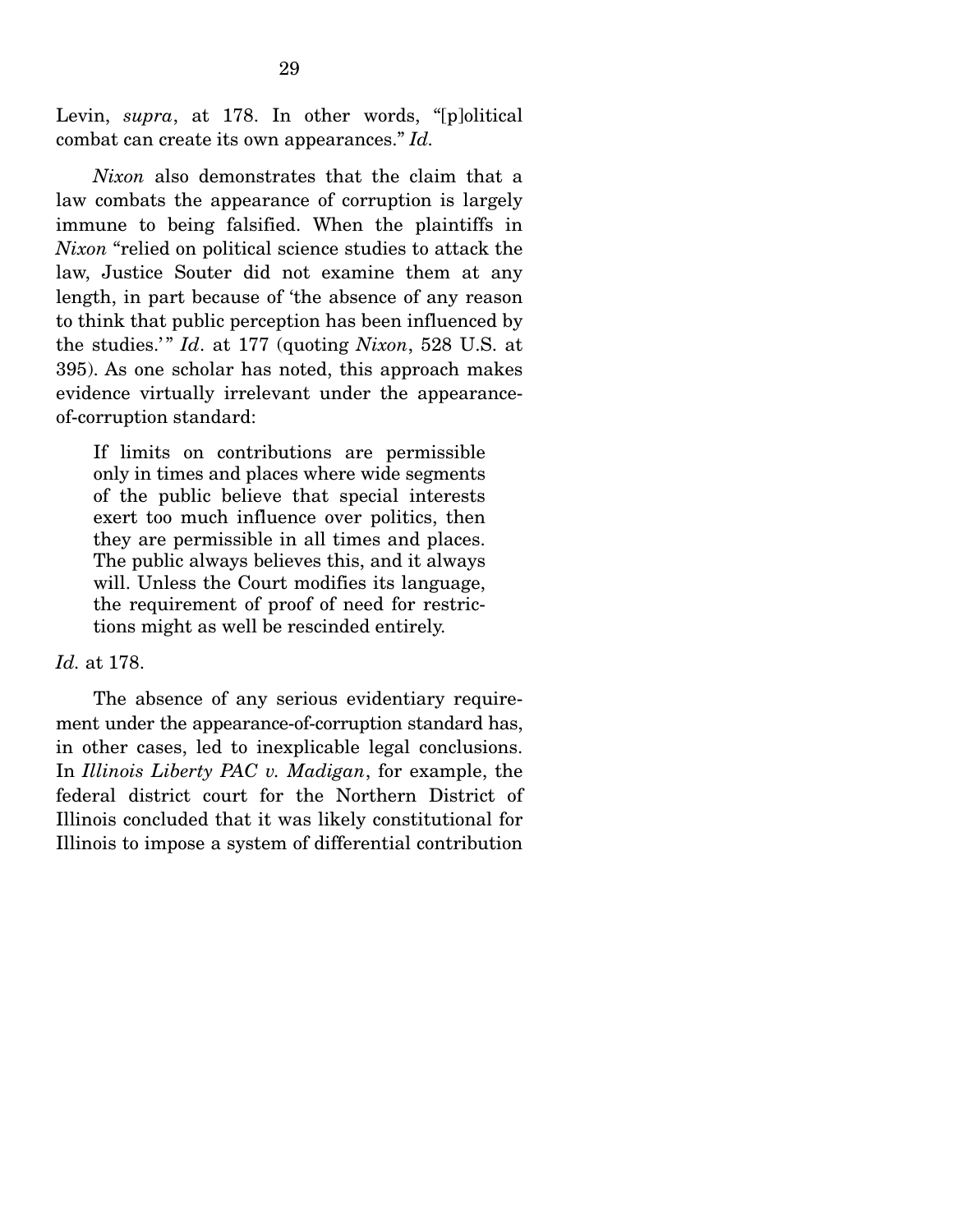Levin, *supra*, at 178. In other words, "[p]olitical combat can create its own appearances." *Id.*

*Nixon* also demonstrates that the claim that a law combats the appearance of corruption is largely immune to being falsified. When the plaintiffs in *Nixon* "relied on political science studies to attack the law, Justice Souter did not examine them at any length, in part because of 'the absence of any reason to think that public perception has been influenced by the studies.'" *Id*. at 177 (quoting *Nixon*, 528 U.S. at 395). As one scholar has noted, this approach makes evidence virtually irrelevant under the appearance-of-corruption standard:

> If limits on contributions are permissible only in times and places where wide segments of the public believe that special interests exert too much influence over politics, then they are permissible in all times and places. The public always believes this, and it always will. Unless the Court modifies its language, the requirement of proof of need for restrictions might as well be rescinded entirely.

*Id.* at 178.

The absence of any serious evidentiary requirement under the appearance-of-corruption standard has, in other cases, led to inexplicable legal conclusions. In *Illinois Liberty PAC v. Madigan*, for example, the federal district court for the Northern District of Illinois concluded that it was likely constitutional for Illinois to impose a system of differential contribution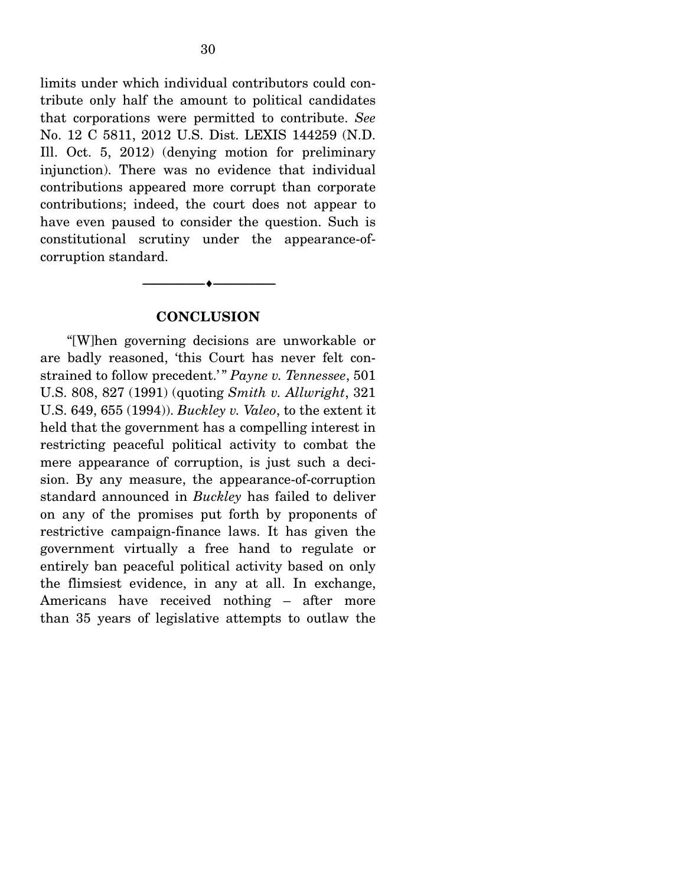limits under which individual contributors could contribute only half the amount to political candidates that corporations were permitted to contribute. *See* No. 12 C 5811, 2012 U.S. Dist. LEXIS 144259 (N.D. Ill. Oct. 5, 2012) (denying motion for preliminary injunction). There was no evidence that individual contributions appeared more corrupt than corporate contributions; indeed, the court does not appear to have even paused to consider the question. Such is constitutional scrutiny under the appearance-of-corruption standard.

---

## CONCLUSION

"[W]hen governing decisions are unworkable or are badly reasoned, 'this Court has never felt constrained to follow precedent.'" *Payne v. Tennessee*, 501 U.S. 808, 827 (1991) (quoting *Smith v. Allwright*, 321 U.S. 649, 655 (1994)). *Buckley v. Valeo*, to the extent it held that the government has a compelling interest in restricting peaceful political activity to combat the mere appearance of corruption, is just such a decision. By any measure, the appearance-of-corruption standard announced in *Buckley* has failed to deliver on any of the promises put forth by proponents of restrictive campaign-finance laws. It has given the government virtually a free hand to regulate or entirely ban peaceful political activity based on only the flimsiest evidence, in any at all. In exchange, Americans have received nothing – after more than 35 years of legislative attempts to outlaw the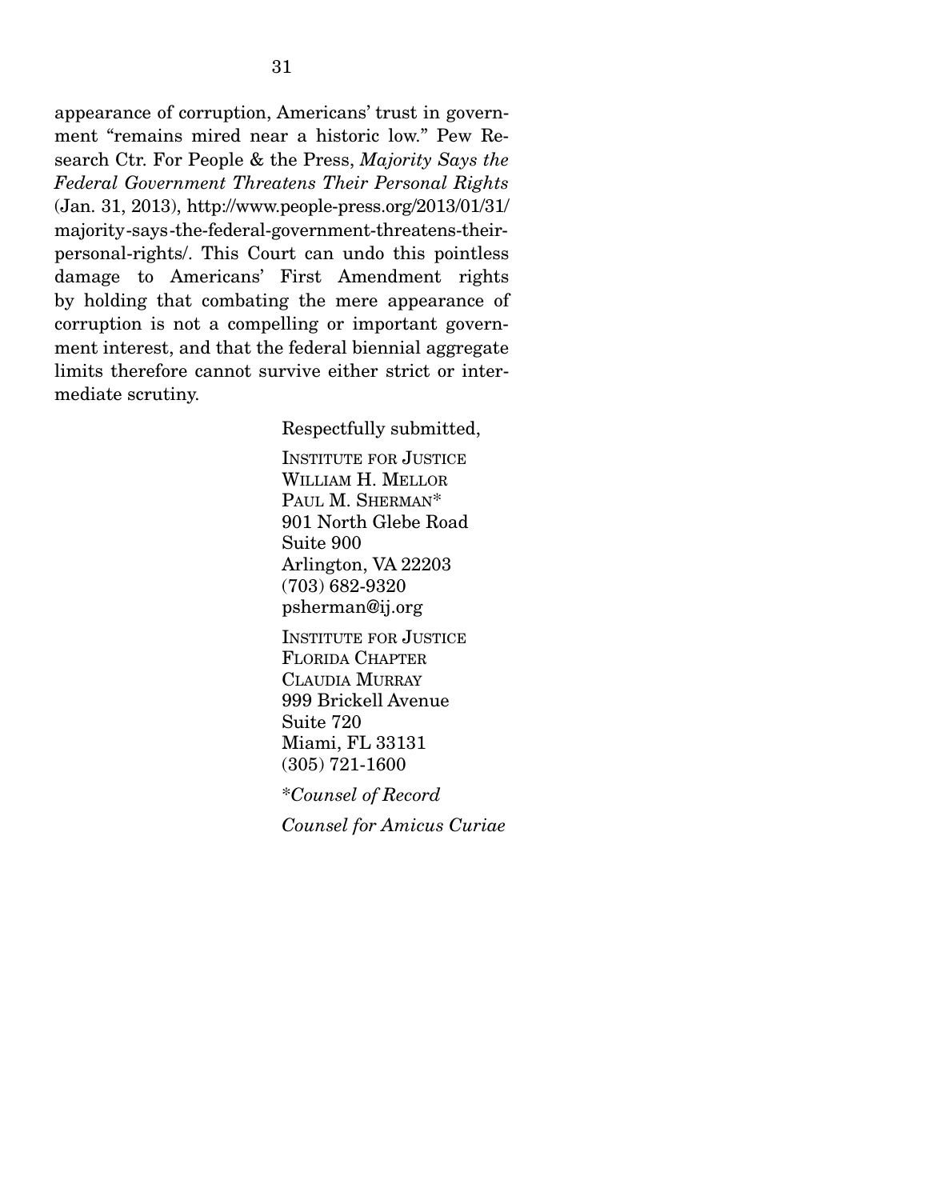appearance of corruption, Americans' trust in government "remains mired near a historic low." Pew Research Ctr. For People & the Press, *Majority Says the Federal Government Threatens Their Personal Rights* (Jan. 31, 2013), http://www.people-press.org/2013/01/31/majority-says-the-federal-government-threatens-their-personal-rights/. This Court can undo this pointless damage to Americans' First Amendment rights by holding that combating the mere appearance of corruption is not a compelling or important government interest, and that the federal biennial aggregate limits therefore cannot survive either strict or intermediate scrutiny.

Respectfully submitted,

INSTITUTE FOR JUSTICE
WILLIAM H. MELLOR
PAUL M. SHERMAN*
901 North Glebe Road
Suite 900
Arlington, VA 22203
(703) 682-9320
psherman@ij.org

INSTITUTE FOR JUSTICE
FLORIDA CHAPTER
CLAUDIA MURRAY
999 Brickell Avenue
Suite 720
Miami, FL 33131
(305) 721-1600

**Counsel of Record*

*Counsel for Amicus Curiae*